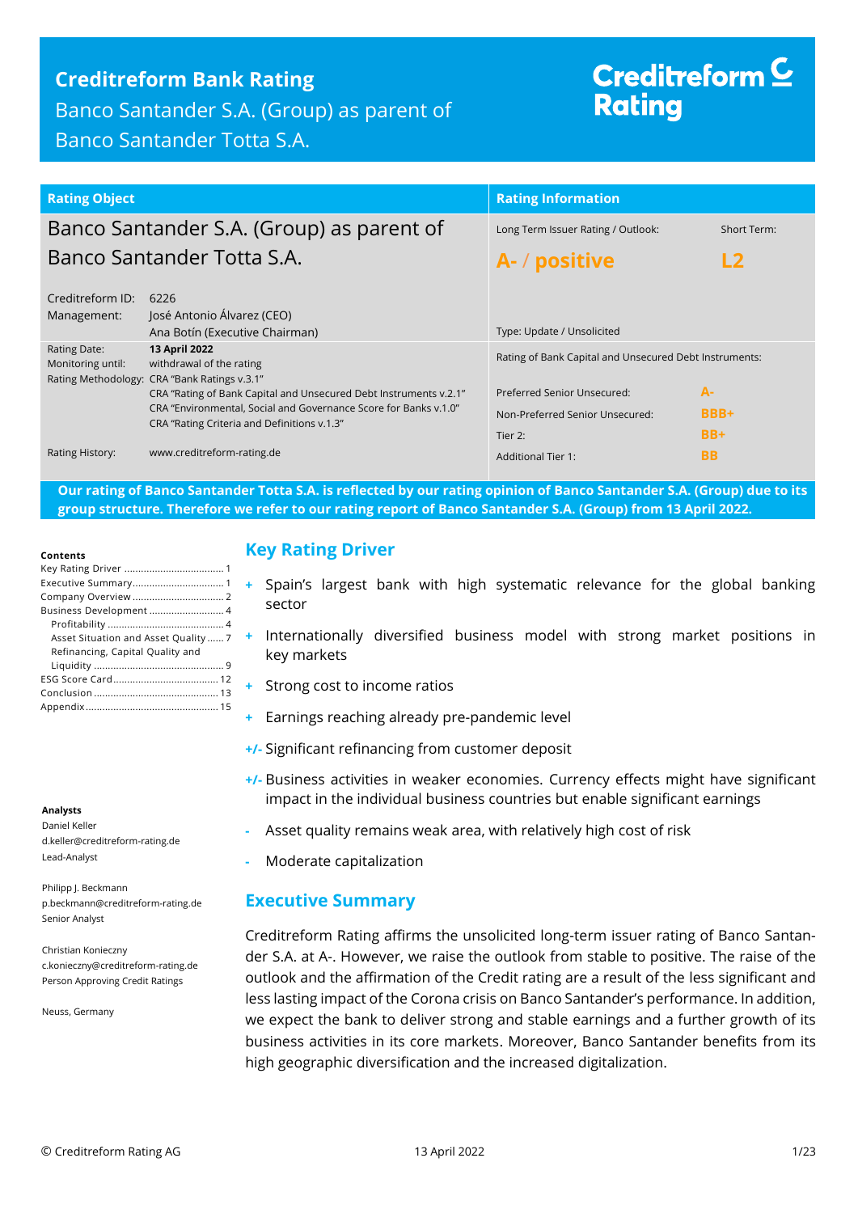# Creditreform Bank Rating

Banco Santander S.A. (Group) as parent of Banco Santander Totta S.A.

Creditreform Rating

| Rating Object | | Rating Information | |
|---|---|---|---|
| Banco Santander S.A. (Group) as parent of Banco Santander Totta S.A. | | Long Term Issuer Rating / Outlook: | Short Term: |
| | | **A- / positive** | **L2** |
| Creditreform ID: | 6226 | | |
| Management: | José Antonio Álvarez (CEO)<br>Ana Botín (Executive Chairman) | Type: Update / Unsolicited | |
| Rating Date: | **13 April 2022** | Rating of Bank Capital and Unsecured Debt Instruments: | |
| Monitoring until: | withdrawal of the rating | | |
| Rating Methodology: | CRA "Bank Ratings v.3.1"<br>CRA "Rating of Bank Capital and Unsecured Debt Instruments v.2.1"<br>CRA "Environmental, Social and Governance Score for Banks v.1.0"<br>CRA "Rating Criteria and Definitions v.1.3" | Preferred Senior Unsecured: | A- |
| | | Non-Preferred Senior Unsecured: | BBB+ |
| | | Tier 2: | BB+ |
| Rating History: | www.creditreform-rating.de | Additional Tier 1: | BB |

**Our rating of Banco Santander Totta S.A. is reflected by our rating opinion of Banco Santander S.A. (Group) due to its group structure. Therefore we refer to our rating report of Banco Santander S.A. (Group) from 13 April 2022.**

**Contents**

Key Rating Driver ..... 1
Executive Summary ..... 1
Company Overview ..... 2
Business Development ..... 4
Profitability ..... 4
Asset Situation and Asset Quality ..... 7
Refinancing, Capital Quality and Liquidity ..... 9
ESG Score Card ..... 12
Conclusion ..... 13
Appendix ..... 15

**Analysts**

Daniel Keller
d.keller@creditreform-rating.de
Lead-Analyst

Philipp J. Beckmann
p.beckmann@creditreform-rating.de
Senior Analyst

Christian Konieczny
c.konieczny@creditreform-rating.de
Person Approving Credit Ratings

Neuss, Germany

## Key Rating Driver

- **+** Spain's largest bank with high systematic relevance for the global banking sector
- **+** Internationally diversified business model with strong market positions in key markets
- **+** Strong cost to income ratios
- **+** Earnings reaching already pre-pandemic level
- **+/-** Significant refinancing from customer deposit
- **+/-** Business activities in weaker economies. Currency effects might have significant impact in the individual business countries but enable significant earnings
- **-** Asset quality remains weak area, with relatively high cost of risk
- **-** Moderate capitalization

## Executive Summary

Creditreform Rating affirms the unsolicited long-term issuer rating of Banco Santander S.A. at A-. However, we raise the outlook from stable to positive. The raise of the outlook and the affirmation of the Credit rating are a result of the less significant and less lasting impact of the Corona crisis on Banco Santander's performance. In addition, we expect the bank to deliver strong and stable earnings and a further growth of its business activities in its core markets. Moreover, Banco Santander benefits from its high geographic diversification and the increased digitalization.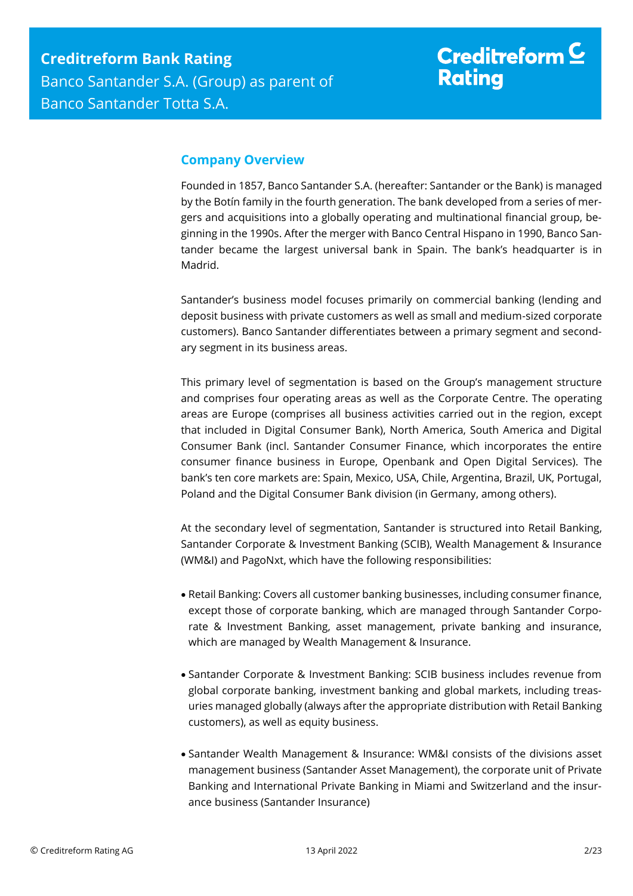## Company Overview

Founded in 1857, Banco Santander S.A. (hereafter: Santander or the Bank) is managed by the Botín family in the fourth generation. The bank developed from a series of mergers and acquisitions into a globally operating and multinational financial group, beginning in the 1990s. After the merger with Banco Central Hispano in 1990, Banco Santander became the largest universal bank in Spain. The bank's headquarter is in Madrid.

Santander's business model focuses primarily on commercial banking (lending and deposit business with private customers as well as small and medium-sized corporate customers). Banco Santander differentiates between a primary segment and secondary segment in its business areas.

This primary level of segmentation is based on the Group's management structure and comprises four operating areas as well as the Corporate Centre. The operating areas are Europe (comprises all business activities carried out in the region, except that included in Digital Consumer Bank), North America, South America and Digital Consumer Bank (incl. Santander Consumer Finance, which incorporates the entire consumer finance business in Europe, Openbank and Open Digital Services). The bank's ten core markets are: Spain, Mexico, USA, Chile, Argentina, Brazil, UK, Portugal, Poland and the Digital Consumer Bank division (in Germany, among others).

At the secondary level of segmentation, Santander is structured into Retail Banking, Santander Corporate & Investment Banking (SCIB), Wealth Management & Insurance (WM&I) and PagoNxt, which have the following responsibilities:

- Retail Banking: Covers all customer banking businesses, including consumer finance, except those of corporate banking, which are managed through Santander Corporate & Investment Banking, asset management, private banking and insurance, which are managed by Wealth Management & Insurance.
- Santander Corporate & Investment Banking: SCIB business includes revenue from global corporate banking, investment banking and global markets, including treasuries managed globally (always after the appropriate distribution with Retail Banking customers), as well as equity business.
- Santander Wealth Management & Insurance: WM&I consists of the divisions asset management business (Santander Asset Management), the corporate unit of Private Banking and International Private Banking in Miami and Switzerland and the insurance business (Santander Insurance)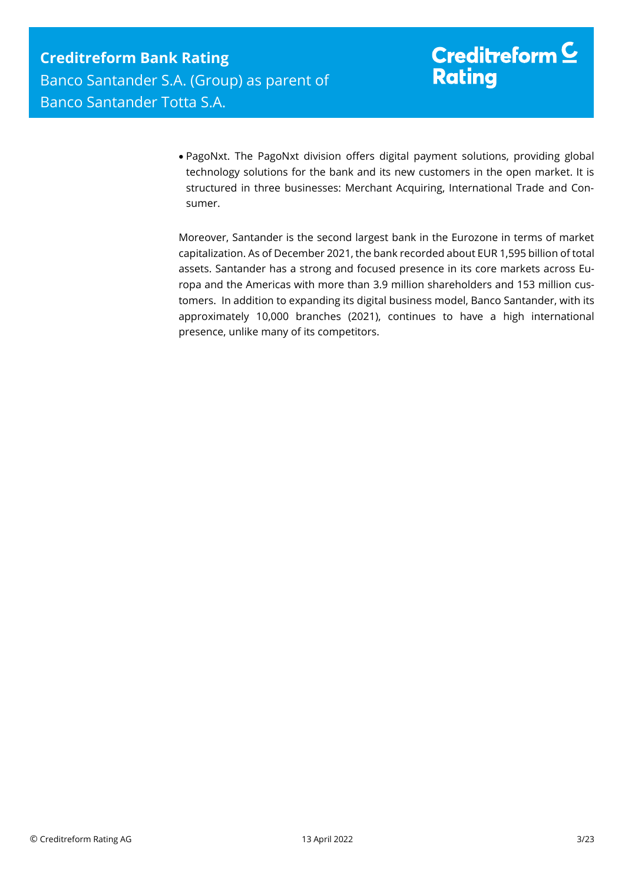- PagoNxt. The PagoNxt division offers digital payment solutions, providing global technology solutions for the bank and its new customers in the open market. It is structured in three businesses: Merchant Acquiring, International Trade and Consumer.

Moreover, Santander is the second largest bank in the Eurozone in terms of market capitalization. As of December 2021, the bank recorded about EUR 1,595 billion of total assets. Santander has a strong and focused presence in its core markets across Europa and the Americas with more than 3.9 million shareholders and 153 million customers. In addition to expanding its digital business model, Banco Santander, with its approximately 10,000 branches (2021), continues to have a high international presence, unlike many of its competitors.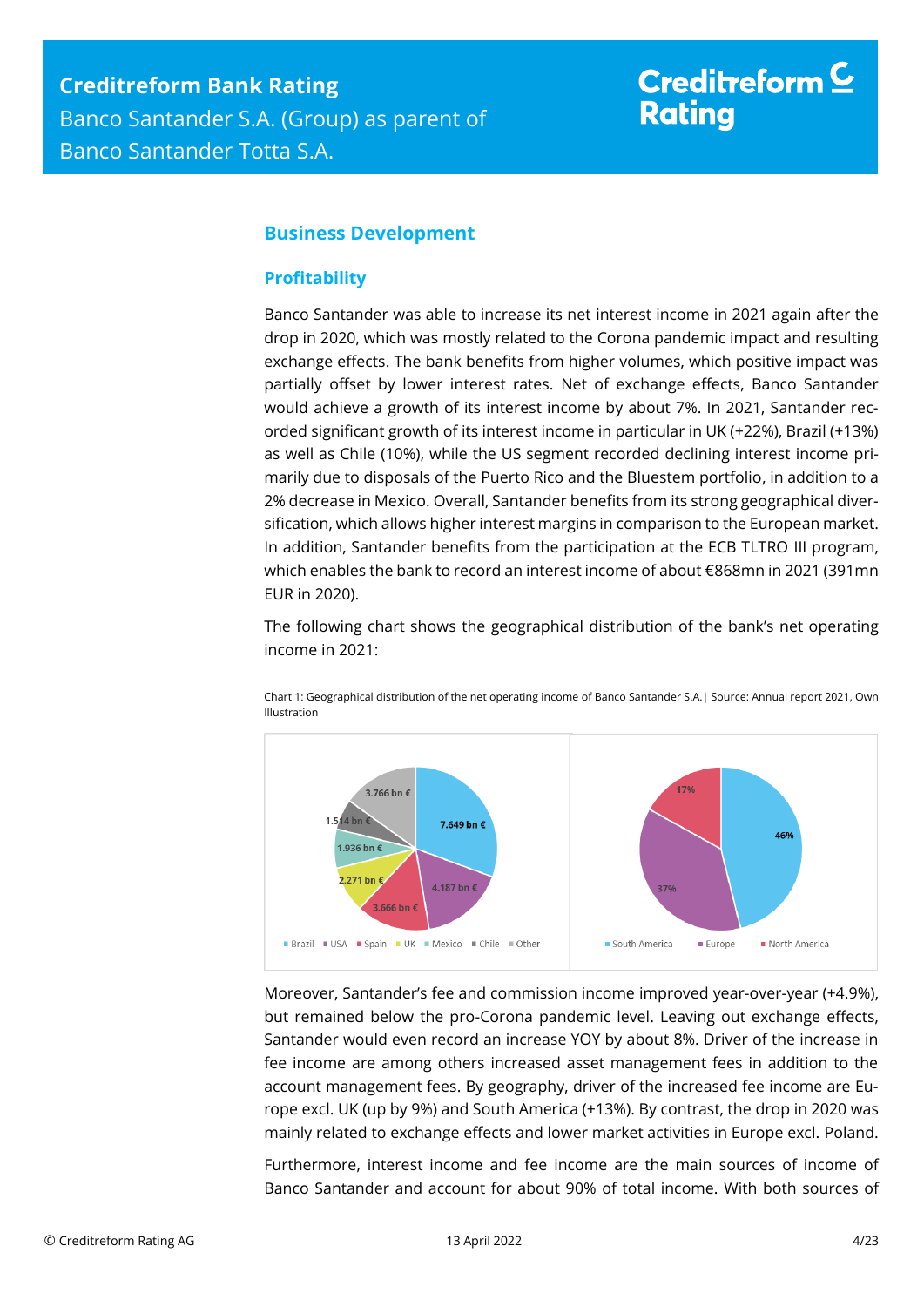## Business Development

### Profitability

Banco Santander was able to increase its net interest income in 2021 again after the drop in 2020, which was mostly related to the Corona pandemic impact and resulting exchange effects. The bank benefits from higher volumes, which positive impact was partially offset by lower interest rates. Net of exchange effects, Banco Santander would achieve a growth of its interest income by about 7%. In 2021, Santander recorded significant growth of its interest income in particular in UK (+22%), Brazil (+13%) as well as Chile (10%), while the US segment recorded declining interest income primarily due to disposals of the Puerto Rico and the Bluestem portfolio, in addition to a 2% decrease in Mexico. Overall, Santander benefits from its strong geographical diversification, which allows higher interest margins in comparison to the European market. In addition, Santander benefits from the participation at the ECB TLTRO III program, which enables the bank to record an interest income of about €868mn in 2021 (391mn EUR in 2020).

The following chart shows the geographical distribution of the bank's net operating income in 2021:

Chart 1: Geographical distribution of the net operating income of Banco Santander S.A.| Source: Annual report 2021, Own Illustration

| Region | Net operating income |
|---|---|
| Brazil | 7.649 bn € |
| USA | 4.187 bn € |
| Spain | 3.666 bn € |
| UK | 2.271 bn € |
| Mexico | 1.936 bn € |
| Chile | 1.514 bn € |
| Other | 3.766 bn € |

| Region | Share |
|---|---|
| South America | 46% |
| Europe | 37% |
| North America | 17% |

Moreover, Santander's fee and commission income improved year-over-year (+4.9%), but remained below the pro-Corona pandemic level. Leaving out exchange effects, Santander would even record an increase YOY by about 8%. Driver of the increase in fee income are among others increased asset management fees in addition to the account management fees. By geography, driver of the increased fee income are Europe excl. UK (up by 9%) and South America (+13%). By contrast, the drop in 2020 was mainly related to exchange effects and lower market activities in Europe excl. Poland.

Furthermore, interest income and fee income are the main sources of income of Banco Santander and account for about 90% of total income. With both sources of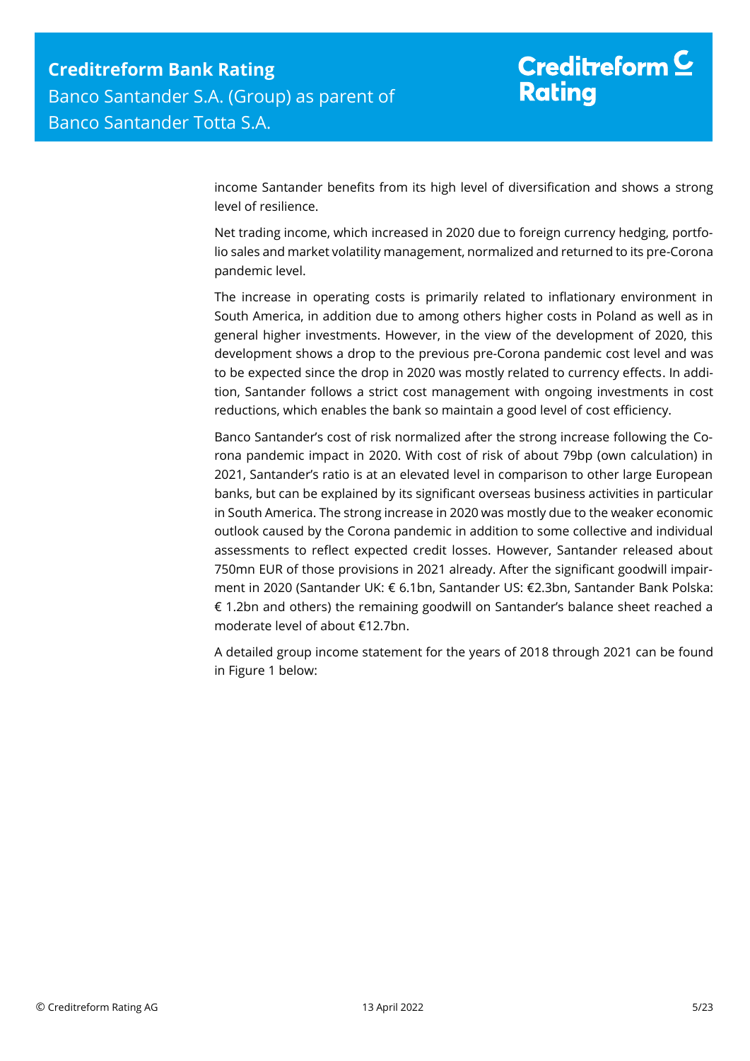income Santander benefits from its high level of diversification and shows a strong level of resilience.

Net trading income, which increased in 2020 due to foreign currency hedging, portfolio sales and market volatility management, normalized and returned to its pre-Corona pandemic level.

The increase in operating costs is primarily related to inflationary environment in South America, in addition due to among others higher costs in Poland as well as in general higher investments. However, in the view of the development of 2020, this development shows a drop to the previous pre-Corona pandemic cost level and was to be expected since the drop in 2020 was mostly related to currency effects. In addition, Santander follows a strict cost management with ongoing investments in cost reductions, which enables the bank so maintain a good level of cost efficiency.

Banco Santander's cost of risk normalized after the strong increase following the Corona pandemic impact in 2020. With cost of risk of about 79bp (own calculation) in 2021, Santander's ratio is at an elevated level in comparison to other large European banks, but can be explained by its significant overseas business activities in particular in South America. The strong increase in 2020 was mostly due to the weaker economic outlook caused by the Corona pandemic in addition to some collective and individual assessments to reflect expected credit losses. However, Santander released about 750mn EUR of those provisions in 2021 already. After the significant goodwill impairment in 2020 (Santander UK: € 6.1bn, Santander US: €2.3bn, Santander Bank Polska: € 1.2bn and others) the remaining goodwill on Santander's balance sheet reached a moderate level of about €12.7bn.

A detailed group income statement for the years of 2018 through 2021 can be found in Figure 1 below: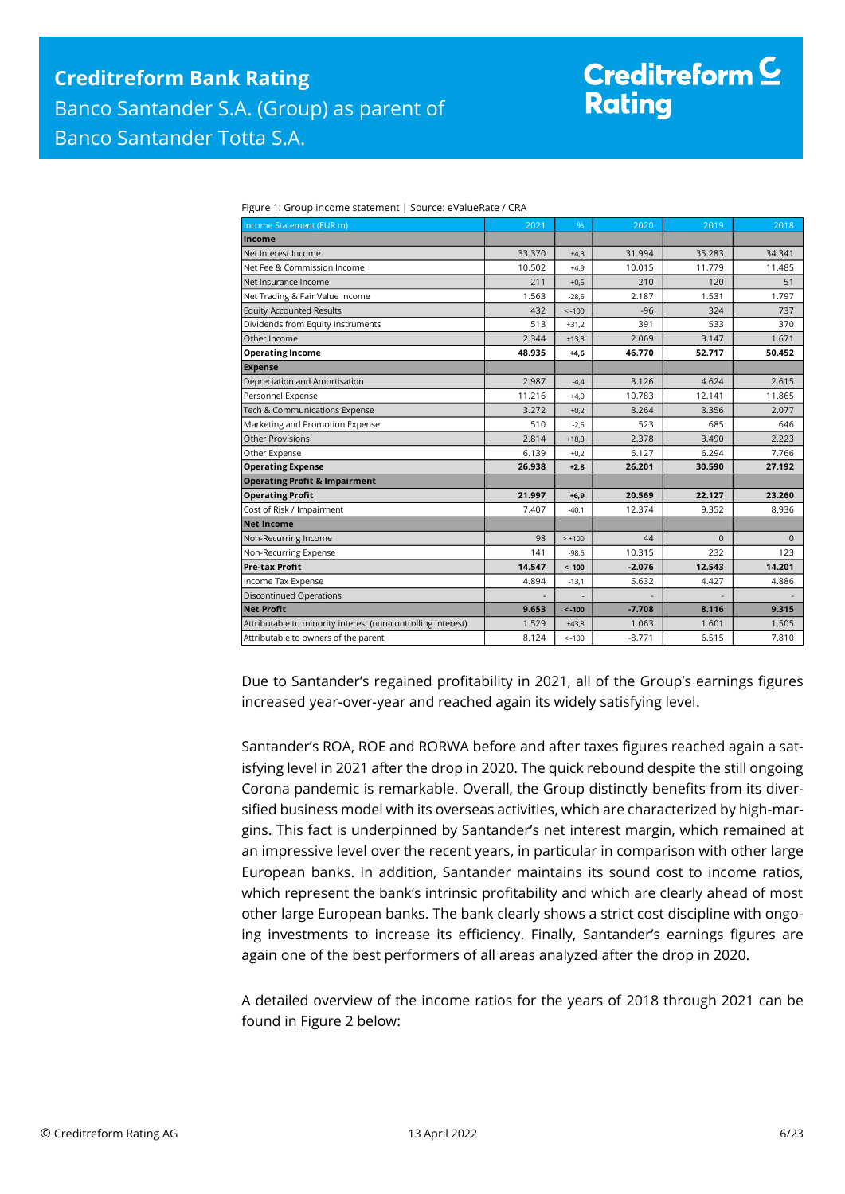Figure 1: Group income statement | Source: eValueRate / CRA

| Income Statement (EUR m) | 2021 | % | 2020 | 2019 | 2018 |
|---|---|---|---|---|---|
| **Income** | | | | | |
| Net Interest Income | 33.370 | +4,3 | 31.994 | 35.283 | 34.341 |
| Net Fee & Commission Income | 10.502 | +4,9 | 10.015 | 11.779 | 11.485 |
| Net Insurance Income | 211 | +0,5 | 210 | 120 | 51 |
| Net Trading & Fair Value Income | 1.563 | -28,5 | 2.187 | 1.531 | 1.797 |
| Equity Accounted Results | 432 | < -100 | -96 | 324 | 737 |
| Dividends from Equity Instruments | 513 | +31,2 | 391 | 533 | 370 |
| Other Income | 2.344 | +13,3 | 2.069 | 3.147 | 1.671 |
| **Operating Income** | **48.935** | **+4,6** | **46.770** | **52.717** | **50.452** |
| **Expense** | | | | | |
| Depreciation and Amortisation | 2.987 | -4,4 | 3.126 | 4.624 | 2.615 |
| Personnel Expense | 11.216 | +4,0 | 10.783 | 12.141 | 11.865 |
| Tech & Communications Expense | 3.272 | +0,2 | 3.264 | 3.356 | 2.077 |
| Marketing and Promotion Expense | 510 | -2,5 | 523 | 685 | 646 |
| Other Provisions | 2.814 | +18,3 | 2.378 | 3.490 | 2.223 |
| Other Expense | 6.139 | +0,2 | 6.127 | 6.294 | 7.766 |
| **Operating Expense** | **26.938** | **+2,8** | **26.201** | **30.590** | **27.192** |
| **Operating Profit & Impairment** | | | | | |
| **Operating Profit** | **21.997** | **+6,9** | **20.569** | **22.127** | **23.260** |
| Cost of Risk / Impairment | 7.407 | -40,1 | 12.374 | 9.352 | 8.936 |
| **Net Income** | | | | | |
| Non-Recurring Income | 98 | > +100 | 44 | 0 | 0 |
| Non-Recurring Expense | 141 | -98,6 | 10.315 | 232 | 123 |
| **Pre-tax Profit** | **14.547** | **< -100** | **-2.076** | **12.543** | **14.201** |
| Income Tax Expense | 4.894 | -13,1 | 5.632 | 4.427 | 4.886 |
| Discontinued Operations | - | - | - | - | - |
| **Net Profit** | **9.653** | **< -100** | **-7.708** | **8.116** | **9.315** |
| Attributable to minority interest (non-controlling interest) | 1.529 | +43,8 | 1.063 | 1.601 | 1.505 |
| Attributable to owners of the parent | 8.124 | < -100 | -8.771 | 6.515 | 7.810 |

Due to Santander's regained profitability in 2021, all of the Group's earnings figures increased year-over-year and reached again its widely satisfying level.

Santander's ROA, ROE and RORWA before and after taxes figures reached again a satisfying level in 2021 after the drop in 2020. The quick rebound despite the still ongoing Corona pandemic is remarkable. Overall, the Group distinctly benefits from its diversified business model with its overseas activities, which are characterized by high-margins. This fact is underpinned by Santander's net interest margin, which remained at an impressive level over the recent years, in particular in comparison with other large European banks. In addition, Santander maintains its sound cost to income ratios, which represent the bank's intrinsic profitability and which are clearly ahead of most other large European banks. The bank clearly shows a strict cost discipline with ongoing investments to increase its efficiency. Finally, Santander's earnings figures are again one of the best performers of all areas analyzed after the drop in 2020.

A detailed overview of the income ratios for the years of 2018 through 2021 can be found in Figure 2 below: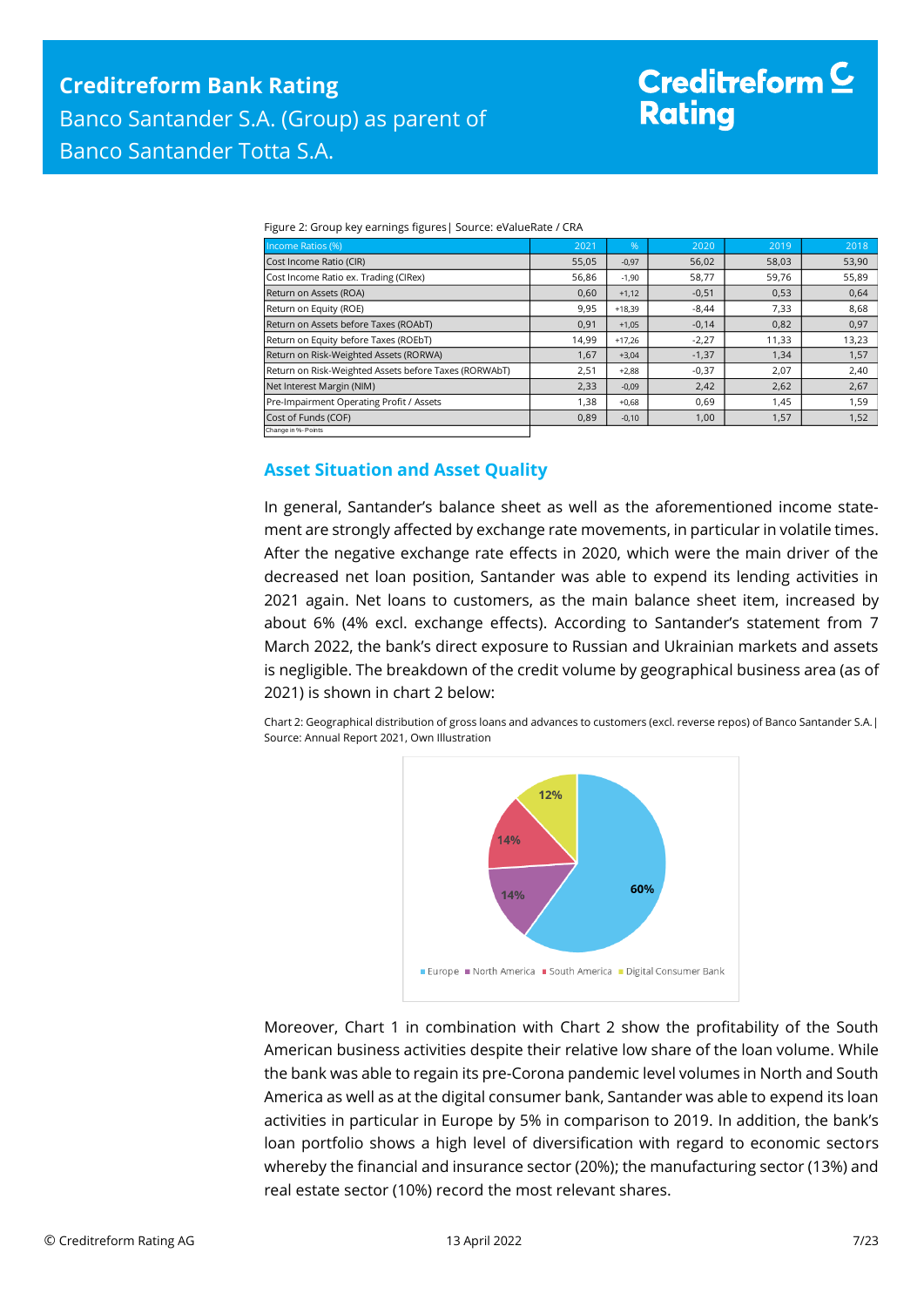Figure 2: Group key earnings figures | Source: eValueRate / CRA

| Income Ratios (%) | 2021 | % | 2020 | 2019 | 2018 |
|---|---|---|---|---|---|
| Cost Income Ratio (CIR) | 55,05 | -0,97 | 56,02 | 58,03 | 53,90 |
| Cost Income Ratio ex. Trading (CIRex) | 56,86 | -1,90 | 58,77 | 59,76 | 55,89 |
| Return on Assets (ROA) | 0,60 | +1,12 | -0,51 | 0,53 | 0,64 |
| Return on Equity (ROE) | 9,95 | +18,39 | -8,44 | 7,33 | 8,68 |
| Return on Assets before Taxes (ROAbT) | 0,91 | +1,05 | -0,14 | 0,82 | 0,97 |
| Return on Equity before Taxes (ROEbT) | 14,99 | +17,26 | -2,27 | 11,33 | 13,23 |
| Return on Risk-Weighted Assets (RORWA) | 1,67 | +3,04 | -1,37 | 1,34 | 1,57 |
| Return on Risk-Weighted Assets before Taxes (RORWAbT) | 2,51 | +2,88 | -0,37 | 2,07 | 2,40 |
| Net Interest Margin (NIM) | 2,33 | -0,09 | 2,42 | 2,62 | 2,67 |
| Pre-Impairment Operating Profit / Assets | 1,38 | +0,68 | 0,69 | 1,45 | 1,59 |
| Cost of Funds (COF) | 0,89 | -0,10 | 1,00 | 1,57 | 1,52 |

Change in %- Points

## Asset Situation and Asset Quality

In general, Santander's balance sheet as well as the aforementioned income statement are strongly affected by exchange rate movements, in particular in volatile times. After the negative exchange rate effects in 2020, which were the main driver of the decreased net loan position, Santander was able to expend its lending activities in 2021 again. Net loans to customers, as the main balance sheet item, increased by about 6% (4% excl. exchange effects). According to Santander's statement from 7 March 2022, the bank's direct exposure to Russian and Ukrainian markets and assets is negligible. The breakdown of the credit volume by geographical business area (as of 2021) is shown in chart 2 below:

Chart 2: Geographical distribution of gross loans and advances to customers (excl. reverse repos) of Banco Santander S.A. | Source: Annual Report 2021, Own Illustration

| Region | Share |
|---|---|
| Europe | 60% |
| North America | 14% |
| South America | 14% |
| Digital Consumer Bank | 12% |

Moreover, Chart 1 in combination with Chart 2 show the profitability of the South American business activities despite their relative low share of the loan volume. While the bank was able to regain its pre-Corona pandemic level volumes in North and South America as well as at the digital consumer bank, Santander was able to expend its loan activities in particular in Europe by 5% in comparison to 2019. In addition, the bank's loan portfolio shows a high level of diversification with regard to economic sectors whereby the financial and insurance sector (20%); the manufacturing sector (13%) and real estate sector (10%) record the most relevant shares.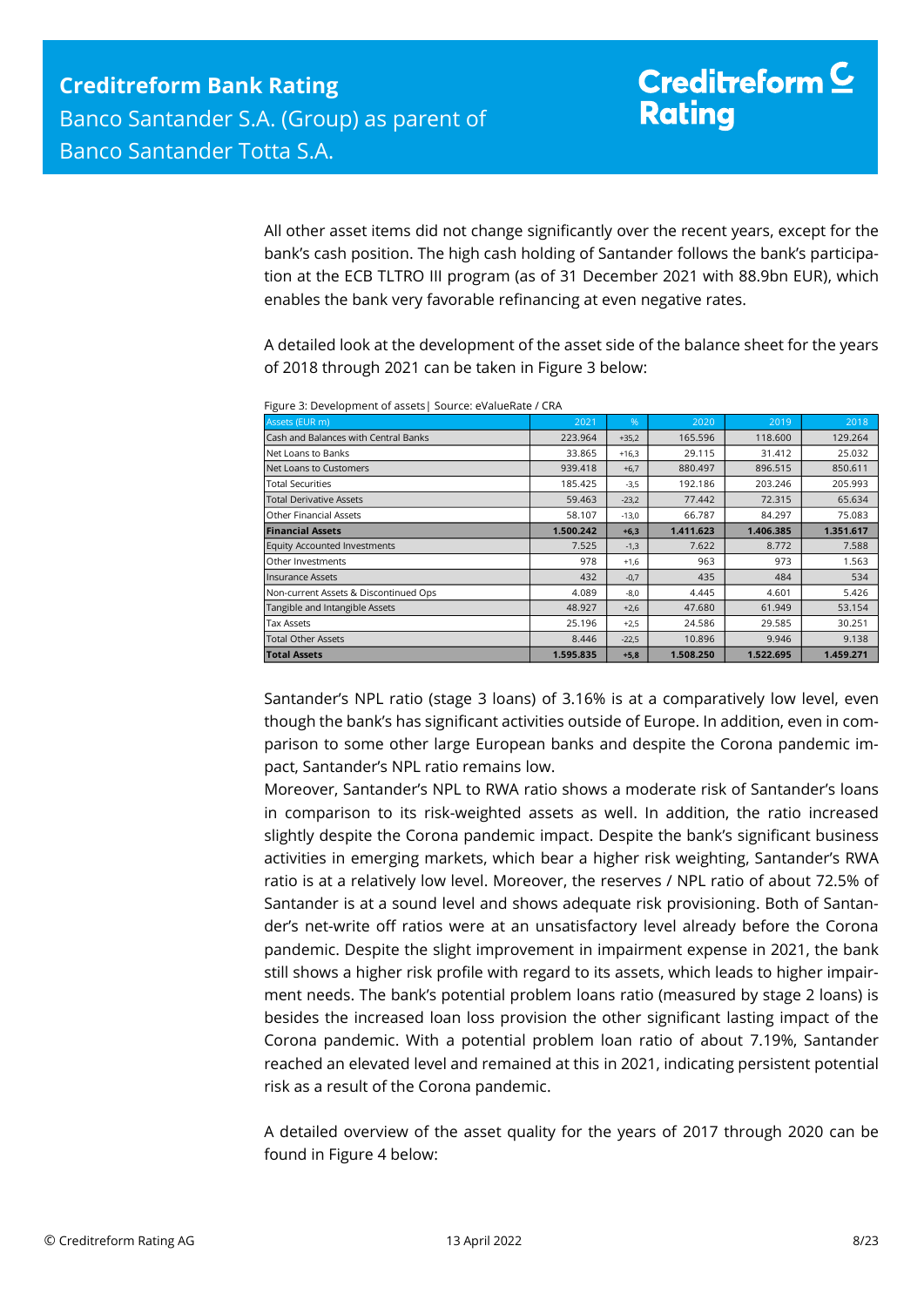All other asset items did not change significantly over the recent years, except for the bank's cash position. The high cash holding of Santander follows the bank's participation at the ECB TLTRO III program (as of 31 December 2021 with 88.9bn EUR), which enables the bank very favorable refinancing at even negative rates.

A detailed look at the development of the asset side of the balance sheet for the years of 2018 through 2021 can be taken in Figure 3 below:

Figure 3: Development of assets| Source: eValueRate / CRA

| Assets (EUR m) | 2021 | % | 2020 | 2019 | 2018 |
|---|---|---|---|---|---|
| Cash and Balances with Central Banks | 223.964 | +35,2 | 165.596 | 118.600 | 129.264 |
| Net Loans to Banks | 33.865 | +16,3 | 29.115 | 31.412 | 25.032 |
| Net Loans to Customers | 939.418 | +6,7 | 880.497 | 896.515 | 850.611 |
| Total Securities | 185.425 | -3,5 | 192.186 | 203.246 | 205.993 |
| Total Derivative Assets | 59.463 | -23,2 | 77.442 | 72.315 | 65.634 |
| Other Financial Assets | 58.107 | -13,0 | 66.787 | 84.297 | 75.083 |
| **Financial Assets** | **1.500.242** | **+6,3** | **1.411.623** | **1.406.385** | **1.351.617** |
| Equity Accounted Investments | 7.525 | -1,3 | 7.622 | 8.772 | 7.588 |
| Other Investments | 978 | +1,6 | 963 | 973 | 1.563 |
| Insurance Assets | 432 | -0,7 | 435 | 484 | 534 |
| Non-current Assets & Discontinued Ops | 4.089 | -8,0 | 4.445 | 4.601 | 5.426 |
| Tangible and Intangible Assets | 48.927 | +2,6 | 47.680 | 61.949 | 53.154 |
| Tax Assets | 25.196 | +2,5 | 24.586 | 29.585 | 30.251 |
| Total Other Assets | 8.446 | -22,5 | 10.896 | 9.946 | 9.138 |
| **Total Assets** | **1.595.835** | **+5,8** | **1.508.250** | **1.522.695** | **1.459.271** |

Santander's NPL ratio (stage 3 loans) of 3.16% is at a comparatively low level, even though the bank's has significant activities outside of Europe. In addition, even in comparison to some other large European banks and despite the Corona pandemic impact, Santander's NPL ratio remains low.

Moreover, Santander's NPL to RWA ratio shows a moderate risk of Santander's loans in comparison to its risk-weighted assets as well. In addition, the ratio increased slightly despite the Corona pandemic impact. Despite the bank's significant business activities in emerging markets, which bear a higher risk weighting, Santander's RWA ratio is at a relatively low level. Moreover, the reserves / NPL ratio of about 72.5% of Santander is at a sound level and shows adequate risk provisioning. Both of Santander's net-write off ratios were at an unsatisfactory level already before the Corona pandemic. Despite the slight improvement in impairment expense in 2021, the bank still shows a higher risk profile with regard to its assets, which leads to higher impairment needs. The bank's potential problem loans ratio (measured by stage 2 loans) is besides the increased loan loss provision the other significant lasting impact of the Corona pandemic. With a potential problem loan ratio of about 7.19%, Santander reached an elevated level and remained at this in 2021, indicating persistent potential risk as a result of the Corona pandemic.

A detailed overview of the asset quality for the years of 2017 through 2020 can be found in Figure 4 below: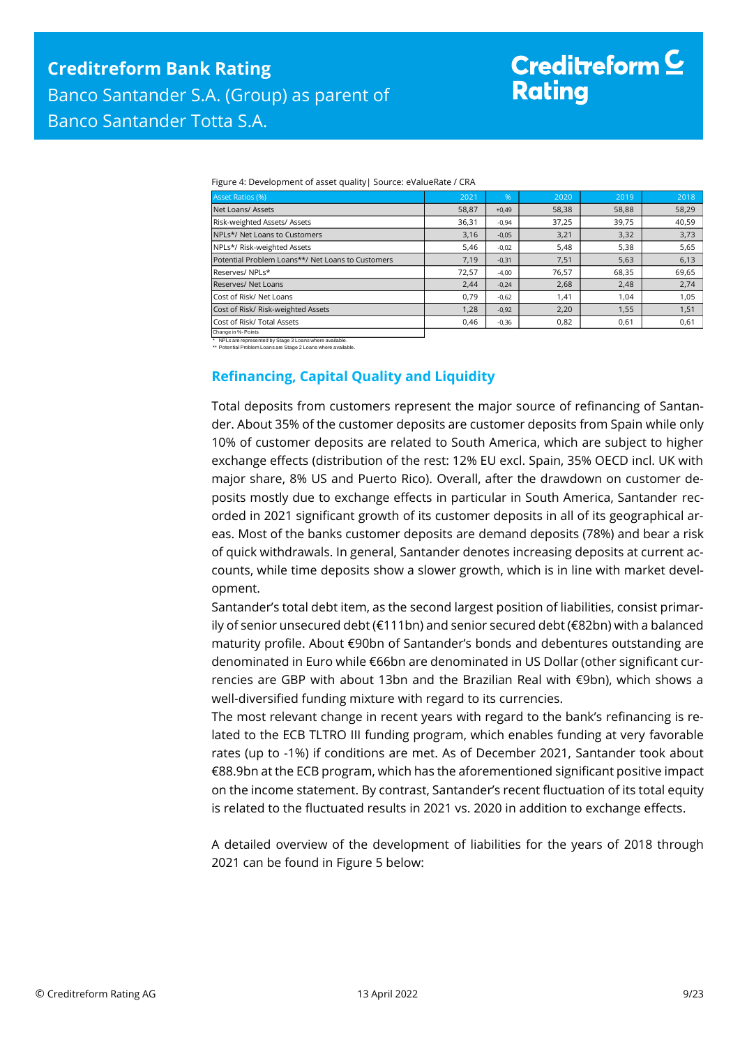Figure 4: Development of asset quality| Source: eValueRate / CRA

| Asset Ratios (%) | 2021 | % | 2020 | 2019 | 2018 |
|---|---|---|---|---|---|
| Net Loans/ Assets | 58,87 | +0,49 | 58,38 | 58,88 | 58,29 |
| Risk-weighted Assets/ Assets | 36,31 | -0,94 | 37,25 | 39,75 | 40,59 |
| NPLs*/ Net Loans to Customers | 3,16 | -0,05 | 3,21 | 3,32 | 3,73 |
| NPLs*/ Risk-weighted Assets | 5,46 | -0,02 | 5,48 | 5,38 | 5,65 |
| Potential Problem Loans**/ Net Loans to Customers | 7,19 | -0,31 | 7,51 | 5,63 | 6,13 |
| Reserves/ NPLs* | 72,57 | -4,00 | 76,57 | 68,35 | 69,65 |
| Reserves/ Net Loans | 2,44 | -0,24 | 2,68 | 2,48 | 2,74 |
| Cost of Risk/ Net Loans | 0,79 | -0,62 | 1,41 | 1,04 | 1,05 |
| Cost of Risk/ Risk-weighted Assets | 1,28 | -0,92 | 2,20 | 1,55 | 1,51 |
| Cost of Risk/ Total Assets | 0,46 | -0,36 | 0,82 | 0,61 | 0,61 |

Change in %- Points

\* NPLs are represented by Stage 3 Loans where available.

\*\* Potential Problem Loans are Stage 2 Loans where available.

## Refinancing, Capital Quality and Liquidity

Total deposits from customers represent the major source of refinancing of Santander. About 35% of the customer deposits are customer deposits from Spain while only 10% of customer deposits are related to South America, which are subject to higher exchange effects (distribution of the rest: 12% EU excl. Spain, 35% OECD incl. UK with major share, 8% US and Puerto Rico). Overall, after the drawdown on customer deposits mostly due to exchange effects in particular in South America, Santander recorded in 2021 significant growth of its customer deposits in all of its geographical areas. Most of the banks customer deposits are demand deposits (78%) and bear a risk of quick withdrawals. In general, Santander denotes increasing deposits at current accounts, while time deposits show a slower growth, which is in line with market development.

Santander's total debt item, as the second largest position of liabilities, consist primarily of senior unsecured debt (€111bn) and senior secured debt (€82bn) with a balanced maturity profile. About €90bn of Santander's bonds and debentures outstanding are denominated in Euro while €66bn are denominated in US Dollar (other significant currencies are GBP with about 13bn and the Brazilian Real with €9bn), which shows a well-diversified funding mixture with regard to its currencies.

The most relevant change in recent years with regard to the bank's refinancing is related to the ECB TLTRO III funding program, which enables funding at very favorable rates (up to -1%) if conditions are met. As of December 2021, Santander took about €88.9bn at the ECB program, which has the aforementioned significant positive impact on the income statement. By contrast, Santander's recent fluctuation of its total equity is related to the fluctuated results in 2021 vs. 2020 in addition to exchange effects.

A detailed overview of the development of liabilities for the years of 2018 through 2021 can be found in Figure 5 below: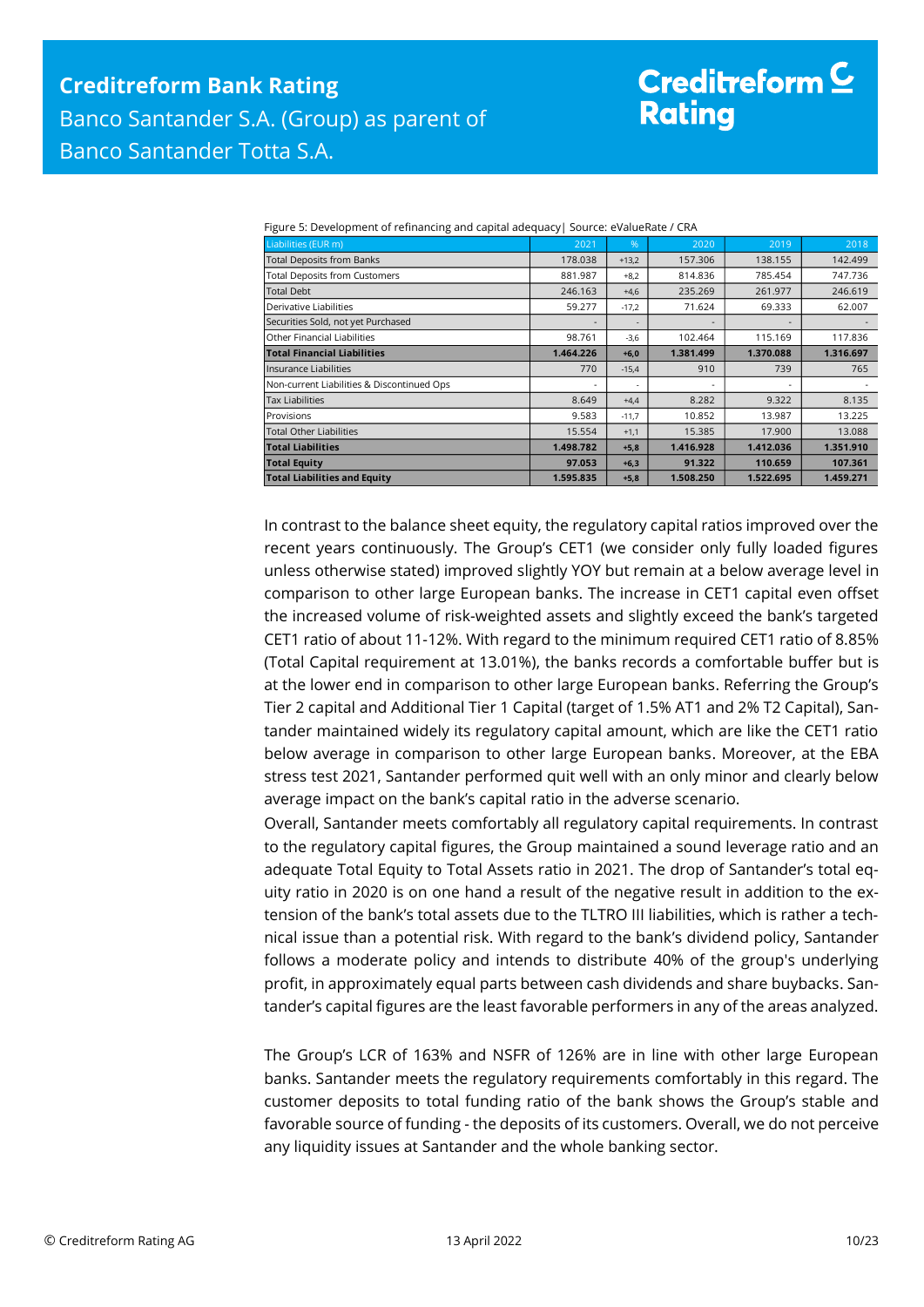Figure 5: Development of refinancing and capital adequacy| Source: eValueRate / CRA

| Liabilities (EUR m) | 2021 | % | 2020 | 2019 | 2018 |
|---|---|---|---|---|---|
| Total Deposits from Banks | 178.038 | +13,2 | 157.306 | 138.155 | 142.499 |
| Total Deposits from Customers | 881.987 | +8,2 | 814.836 | 785.454 | 747.736 |
| Total Debt | 246.163 | +4,6 | 235.269 | 261.977 | 246.619 |
| Derivative Liabilities | 59.277 | -17,2 | 71.624 | 69.333 | 62.007 |
| Securities Sold, not yet Purchased | - | - | - | - | - |
| Other Financial Liabilities | 98.761 | -3,6 | 102.464 | 115.169 | 117.836 |
| **Total Financial Liabilities** | **1.464.226** | **+6,0** | **1.381.499** | **1.370.088** | **1.316.697** |
| Insurance Liabilities | 770 | -15,4 | 910 | 739 | 765 |
| Non-current Liabilities & Discontinued Ops | - | - | - | - | - |
| Tax Liabilities | 8.649 | +4,4 | 8.282 | 9.322 | 8.135 |
| Provisions | 9.583 | -11,7 | 10.852 | 13.987 | 13.225 |
| Total Other Liabilities | 15.554 | +1,1 | 15.385 | 17.900 | 13.088 |
| **Total Liabilities** | **1.498.782** | **+5,8** | **1.416.928** | **1.412.036** | **1.351.910** |
| **Total Equity** | **97.053** | **+6,3** | **91.322** | **110.659** | **107.361** |
| **Total Liabilities and Equity** | **1.595.835** | **+5,8** | **1.508.250** | **1.522.695** | **1.459.271** |

In contrast to the balance sheet equity, the regulatory capital ratios improved over the recent years continuously. The Group's CET1 (we consider only fully loaded figures unless otherwise stated) improved slightly YOY but remain at a below average level in comparison to other large European banks. The increase in CET1 capital even offset the increased volume of risk-weighted assets and slightly exceed the bank's targeted CET1 ratio of about 11-12%. With regard to the minimum required CET1 ratio of 8.85% (Total Capital requirement at 13.01%), the banks records a comfortable buffer but is at the lower end in comparison to other large European banks. Referring the Group's Tier 2 capital and Additional Tier 1 Capital (target of 1.5% AT1 and 2% T2 Capital), Santander maintained widely its regulatory capital amount, which are like the CET1 ratio below average in comparison to other large European banks. Moreover, at the EBA stress test 2021, Santander performed quit well with an only minor and clearly below average impact on the bank's capital ratio in the adverse scenario.

Overall, Santander meets comfortably all regulatory capital requirements. In contrast to the regulatory capital figures, the Group maintained a sound leverage ratio and an adequate Total Equity to Total Assets ratio in 2021. The drop of Santander's total equity ratio in 2020 is on one hand a result of the negative result in addition to the extension of the bank's total assets due to the TLTRO III liabilities, which is rather a technical issue than a potential risk. With regard to the bank's dividend policy, Santander follows a moderate policy and intends to distribute 40% of the group's underlying profit, in approximately equal parts between cash dividends and share buybacks. Santander's capital figures are the least favorable performers in any of the areas analyzed.

The Group's LCR of 163% and NSFR of 126% are in line with other large European banks. Santander meets the regulatory requirements comfortably in this regard. The customer deposits to total funding ratio of the bank shows the Group's stable and favorable source of funding - the deposits of its customers. Overall, we do not perceive any liquidity issues at Santander and the whole banking sector.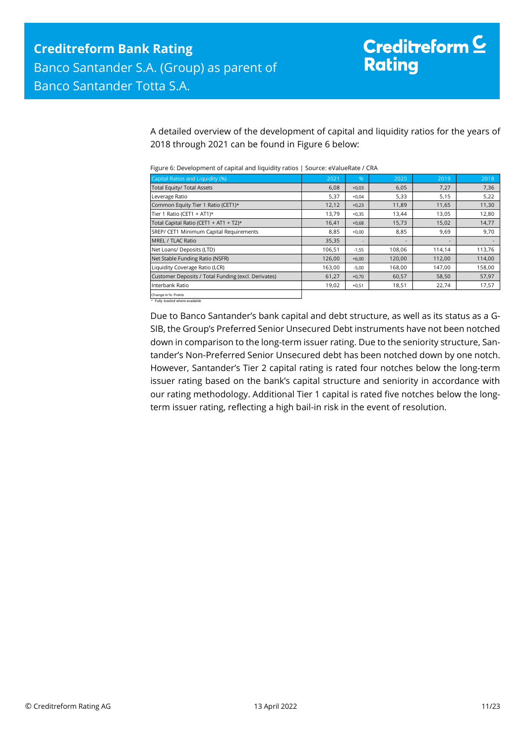A detailed overview of the development of capital and liquidity ratios for the years of 2018 through 2021 can be found in Figure 6 below:

Figure 6: Development of capital and liquidity ratios | Source: eValueRate / CRA

| Capital Ratios and Liquidity (%) | 2021 | % | 2020 | 2019 | 2018 |
|---|---|---|---|---|---|
| Total Equity/ Total Assets | 6,08 | +0,03 | 6,05 | 7,27 | 7,36 |
| Leverage Ratio | 5,37 | +0,04 | 5,33 | 5,15 | 5,22 |
| Common Equity Tier 1 Ratio (CET1)* | 12,12 | +0,23 | 11,89 | 11,65 | 11,30 |
| Tier 1 Ratio (CET1 + AT1)* | 13,79 | +0,35 | 13,44 | 13,05 | 12,80 |
| Total Capital Ratio (CET1 + AT1 + T2)* | 16,41 | +0,68 | 15,73 | 15,02 | 14,77 |
| SREP/ CET1 Minimum Capital Requirements | 8,85 | +0,00 | 8,85 | 9,69 | 9,70 |
| MREL / TLAC Ratio | 35,35 | - | - | - | - |
| Net Loans/ Deposits (LTD) | 106,51 | -1,55 | 108,06 | 114,14 | 113,76 |
| Net Stable Funding Ratio (NSFR) | 126,00 | +6,00 | 120,00 | 112,00 | 114,00 |
| Liquidity Coverage Ratio (LCR) | 163,00 | -5,00 | 168,00 | 147,00 | 158,00 |
| Customer Deposits / Total Funding (excl. Derivates) | 61,27 | +0,70 | 60,57 | 58,50 | 57,97 |
| Interbank Ratio | 19,02 | +0,51 | 18,51 | 22,74 | 17,57 |

Change in %- Points
\* Fully-loaded where available

Due to Banco Santander's bank capital and debt structure, as well as its status as a G-SIB, the Group's Preferred Senior Unsecured Debt instruments have not been notched down in comparison to the long-term issuer rating. Due to the seniority structure, Santander's Non-Preferred Senior Unsecured debt has been notched down by one notch. However, Santander's Tier 2 capital rating is rated four notches below the long-term issuer rating based on the bank's capital structure and seniority in accordance with our rating methodology. Additional Tier 1 capital is rated five notches below the long-term issuer rating, reflecting a high bail-in risk in the event of resolution.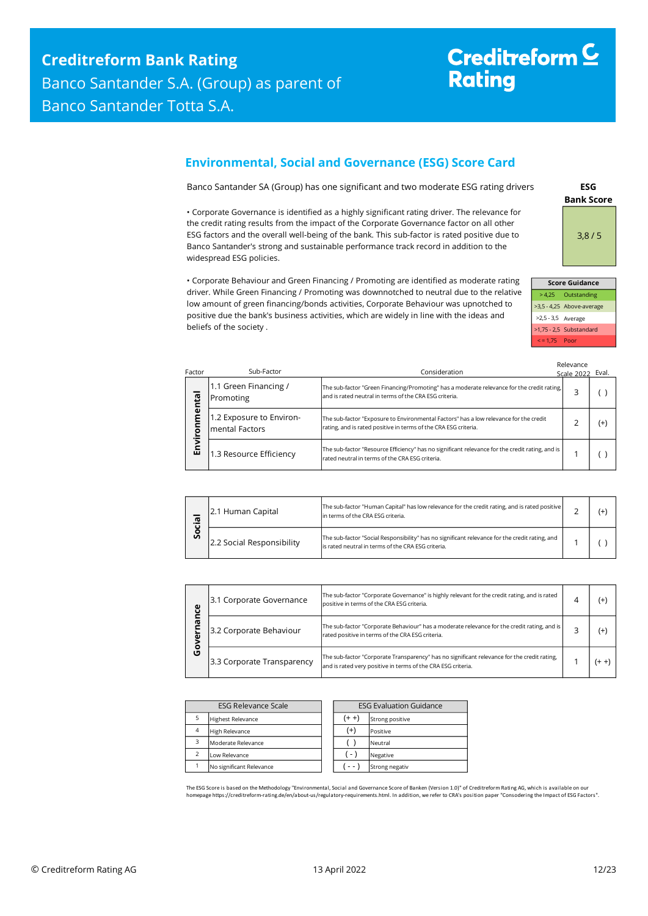## Environmental, Social and Governance (ESG) Score Card

Banco Santander SA (Group) has one significant and two moderate ESG rating drivers

• Corporate Governance is identified as a highly significant rating driver. The relevance for the credit rating results from the impact of the Corporate Governance factor on all other ESG factors and the overall well-being of the bank. This sub-factor is rated positive due to Banco Santander's strong and sustainable performance track record in addition to the widespread ESG policies.

• Corporate Behaviour and Green Financing / Promoting are identified as moderate rating driver. While Green Financing / Promoting was downnotched to neutral due to the relative low amount of green financing/bonds activities, Corporate Behaviour was upnotched to positive due the bank's business activities, which are widely in line with the ideas and beliefs of the society .

**ESG Bank Score**

3,8 / 5

| Score Guidance | |
|---|---|
| > 4,25 | Outstanding |
| >3,5 - 4,25 | Above-average |
| >2,5 - 3,5 | Average |
| >1,75 - 2,5 | Substandard |
| < = 1,75 | Poor |

| Factor | Sub-Factor | Consideration | Relevance Scale 2022 | Eval. |
|---|---|---|---|---|
| Environmental | 1.1 Green Financing / Promoting | The sub-factor "Green Financing/Promoting" has a moderate relevance for the credit rating, and is rated neutral in terms of the CRA ESG criteria. | 3 | ( ) |
| | 1.2 Exposure to Environ-mental Factors | The sub-factor "Exposure to Environmental Factors" has a low relevance for the credit rating, and is rated positive in terms of the CRA ESG criteria. | 2 | (+) |
| | 1.3 Resource Efficiency | The sub-factor "Resource Efficiency" has no significant relevance for the credit rating, and is rated neutral in terms of the CRA ESG criteria. | 1 | ( ) |
| Social | 2.1 Human Capital | The sub-factor "Human Capital" has low relevance for the credit rating, and is rated positive in terms of the CRA ESG criteria. | 2 | (+) |
| | 2.2 Social Responsibility | The sub-factor "Social Responsibility" has no significant relevance for the credit rating, and is rated neutral in terms of the CRA ESG criteria. | 1 | ( ) |
| Governance | 3.1 Corporate Governance | The sub-factor "Corporate Governance" is highly relevant for the credit rating, and is rated positive in terms of the CRA ESG criteria. | 4 | (+) |
| | 3.2 Corporate Behaviour | The sub-factor "Corporate Behaviour" has a moderate relevance for the credit rating, and is rated positive in terms of the CRA ESG criteria. | 3 | (+) |
| | 3.3 Corporate Transparency | The sub-factor "Corporate Transparency" has no significant relevance for the credit rating, and is rated very positive in terms of the CRA ESG criteria. | 1 | (+ +) |

| ESG Relevance Scale | |
|---|---|
| 5 | Highest Relevance |
| 4 | High Relevance |
| 3 | Moderate Relevance |
| 2 | Low Relevance |
| 1 | No significant Relevance |

| ESG Evaluation Guidance | |
|---|---|
| (+ +) | Strong positive |
| (+) | Positive |
| ( ) | Neutral |
| ( - ) | Negative |
| ( - - ) | Strong negativ |

The ESG Score is based on the Methodology "Environmental, Social and Governance Score of Banken (Version 1.0)" of Creditreform Rating AG, which is available on our homepage https://creditreform-rating.de/en/about-us/regulatory-requirements.html. In addition, we refer to CRA's position paper "Consodering the Impact of ESG Factors".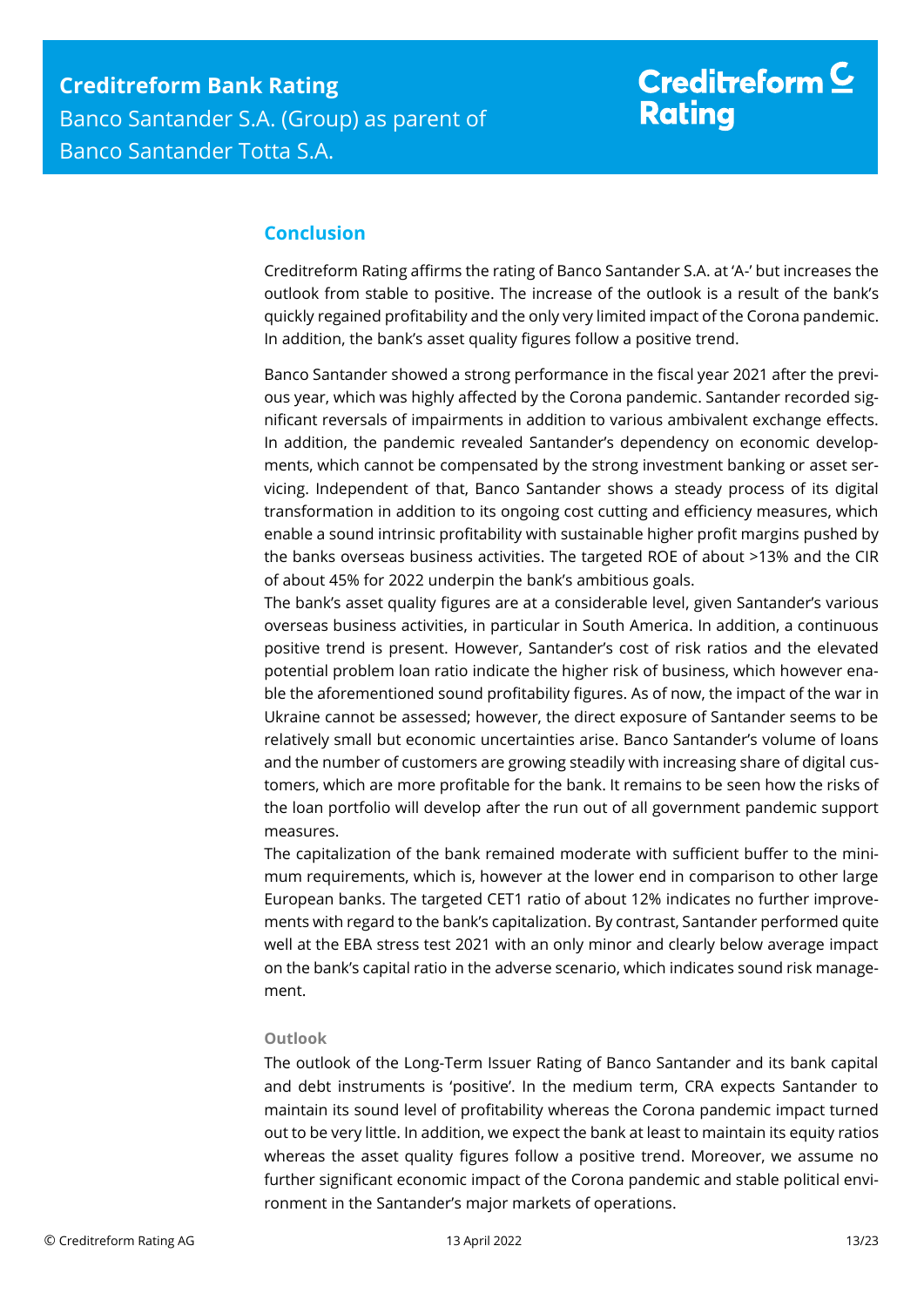## Conclusion

Creditreform Rating affirms the rating of Banco Santander S.A. at 'A-' but increases the outlook from stable to positive. The increase of the outlook is a result of the bank's quickly regained profitability and the only very limited impact of the Corona pandemic. In addition, the bank's asset quality figures follow a positive trend.

Banco Santander showed a strong performance in the fiscal year 2021 after the previous year, which was highly affected by the Corona pandemic. Santander recorded significant reversals of impairments in addition to various ambivalent exchange effects. In addition, the pandemic revealed Santander's dependency on economic developments, which cannot be compensated by the strong investment banking or asset servicing. Independent of that, Banco Santander shows a steady process of its digital transformation in addition to its ongoing cost cutting and efficiency measures, which enable a sound intrinsic profitability with sustainable higher profit margins pushed by the banks overseas business activities. The targeted ROE of about >13% and the CIR of about 45% for 2022 underpin the bank's ambitious goals.

The bank's asset quality figures are at a considerable level, given Santander's various overseas business activities, in particular in South America. In addition, a continuous positive trend is present. However, Santander's cost of risk ratios and the elevated potential problem loan ratio indicate the higher risk of business, which however enable the aforementioned sound profitability figures. As of now, the impact of the war in Ukraine cannot be assessed; however, the direct exposure of Santander seems to be relatively small but economic uncertainties arise. Banco Santander's volume of loans and the number of customers are growing steadily with increasing share of digital customers, which are more profitable for the bank. It remains to be seen how the risks of the loan portfolio will develop after the run out of all government pandemic support measures.

The capitalization of the bank remained moderate with sufficient buffer to the minimum requirements, which is, however at the lower end in comparison to other large European banks. The targeted CET1 ratio of about 12% indicates no further improvements with regard to the bank's capitalization. By contrast, Santander performed quite well at the EBA stress test 2021 with an only minor and clearly below average impact on the bank's capital ratio in the adverse scenario, which indicates sound risk management.

#### Outlook

The outlook of the Long-Term Issuer Rating of Banco Santander and its bank capital and debt instruments is 'positive'. In the medium term, CRA expects Santander to maintain its sound level of profitability whereas the Corona pandemic impact turned out to be very little. In addition, we expect the bank at least to maintain its equity ratios whereas the asset quality figures follow a positive trend. Moreover, we assume no further significant economic impact of the Corona pandemic and stable political environment in the Santander's major markets of operations.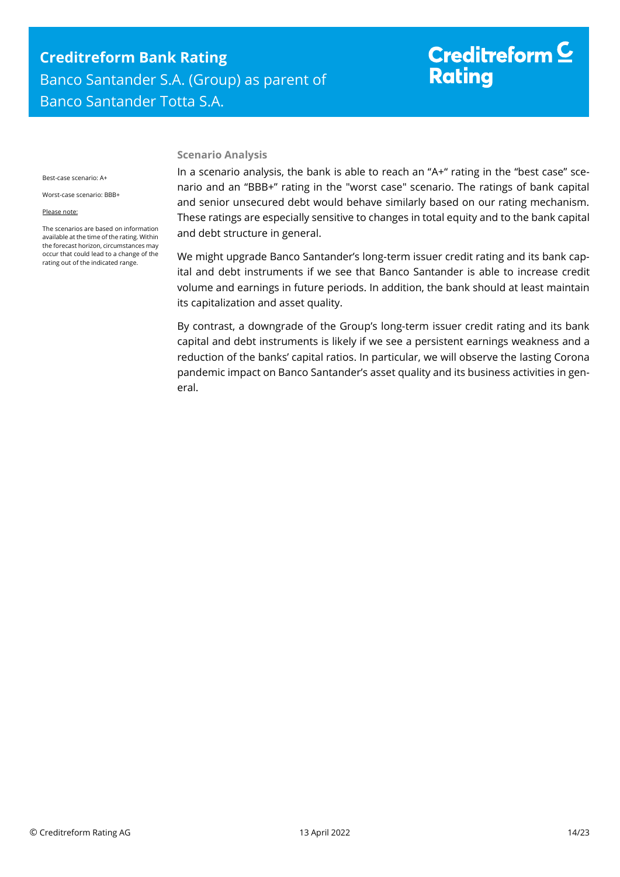### Scenario Analysis

Best-case scenario: A+

Worst-case scenario: BBB+

Please note:

The scenarios are based on information available at the time of the rating. Within the forecast horizon, circumstances may occur that could lead to a change of the rating out of the indicated range.

In a scenario analysis, the bank is able to reach an "A+" rating in the "best case" scenario and an "BBB+" rating in the "worst case" scenario. The ratings of bank capital and senior unsecured debt would behave similarly based on our rating mechanism. These ratings are especially sensitive to changes in total equity and to the bank capital and debt structure in general.

We might upgrade Banco Santander's long-term issuer credit rating and its bank capital and debt instruments if we see that Banco Santander is able to increase credit volume and earnings in future periods. In addition, the bank should at least maintain its capitalization and asset quality.

By contrast, a downgrade of the Group's long-term issuer credit rating and its bank capital and debt instruments is likely if we see a persistent earnings weakness and a reduction of the banks' capital ratios. In particular, we will observe the lasting Corona pandemic impact on Banco Santander's asset quality and its business activities in general.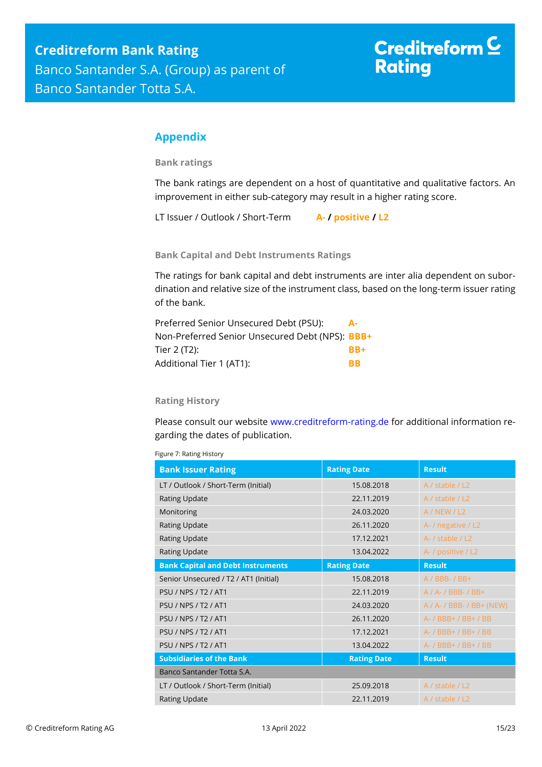## Appendix

### Bank ratings

The bank ratings are dependent on a host of quantitative and qualitative factors. An improvement in either sub-category may result in a higher rating score.

LT Issuer / Outlook / Short-Term **A- / positive / L2**

### Bank Capital and Debt Instruments Ratings

The ratings for bank capital and debt instruments are inter alia dependent on subordination and relative size of the instrument class, based on the long-term issuer rating of the bank.

Preferred Senior Unsecured Debt (PSU): **A-**
Non-Preferred Senior Unsecured Debt (NPS): **BBB+**
Tier 2 (T2): **BB+**
Additional Tier 1 (AT1): **BB**

### Rating History

Please consult our website www.creditreform-rating.de for additional information regarding the dates of publication.

Figure 7: Rating History

| Bank Issuer Rating | Rating Date | Result |
|---|---|---|
| LT / Outlook / Short-Term (Initial) | 15.08.2018 | A / stable / L2 |
| Rating Update | 22.11.2019 | A / stable / L2 |
| Monitoring | 24.03.2020 | A / NEW / L2 |
| Rating Update | 26.11.2020 | A- / negative / L2 |
| Rating Update | 17.12.2021 | A- / stable / L2 |
| Rating Update | 13.04.2022 | A- / positive / L2 |
| **Bank Capital and Debt Instruments** | **Rating Date** | **Result** |
| Senior Unsecured / T2 / AT1 (Initial) | 15.08.2018 | A / BBB- / BB+ |
| PSU / NPS / T2 / AT1 | 22.11.2019 | A / A- / BBB- / BB+ |
| PSU / NPS / T2 / AT1 | 24.03.2020 | A / A- / BBB- / BB+ (NEW) |
| PSU / NPS / T2 / AT1 | 26.11.2020 | A- / BBB+ / BB+ / BB |
| PSU / NPS / T2 / AT1 | 17.12.2021 | A- / BBB+ / BB+ / BB |
| PSU / NPS / T2 / AT1 | 13.04.2022 | A- / BBB+ / BB+ / BB |
| **Subsidiaries of the Bank** | **Rating Date** | **Result** |
| Banco Santander Totta S.A. | | |
| LT / Outlook / Short-Term (Initial) | 25.09.2018 | A / stable / L2 |
| Rating Update | 22.11.2019 | A / stable / L2 |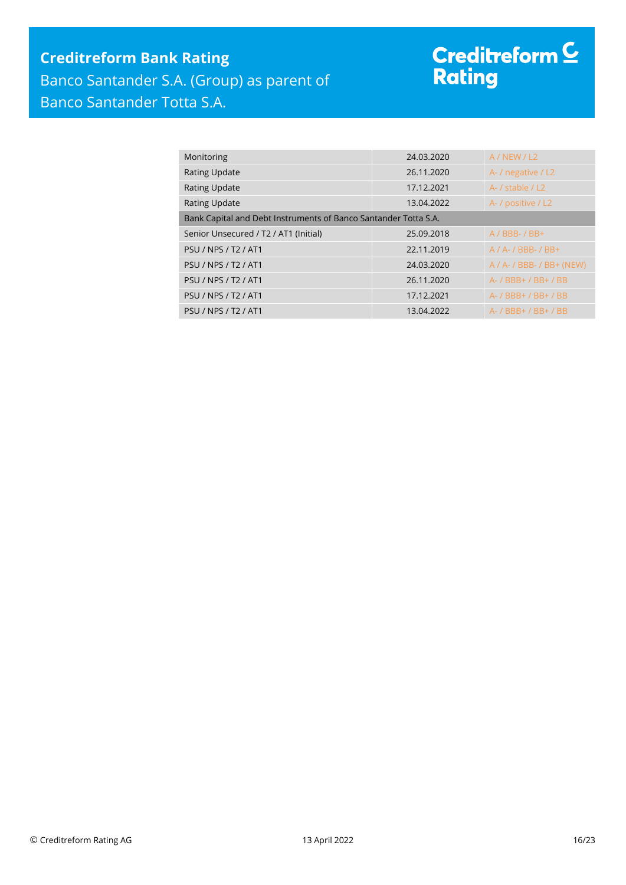| | | |
|---|---|---|
| Monitoring | 24.03.2020 | A / NEW / L2 |
| Rating Update | 26.11.2020 | A- / negative / L2 |
| Rating Update | 17.12.2021 | A- / stable / L2 |
| Rating Update | 13.04.2022 | A- / positive / L2 |
| Bank Capital and Debt Instruments of Banco Santander Totta S.A. | | |
| Senior Unsecured / T2 / AT1 (Initial) | 25.09.2018 | A / BBB- / BB+ |
| PSU / NPS / T2 / AT1 | 22.11.2019 | A / A- / BBB- / BB+ |
| PSU / NPS / T2 / AT1 | 24.03.2020 | A / A- / BBB- / BB+ (NEW) |
| PSU / NPS / T2 / AT1 | 26.11.2020 | A- / BBB+ / BB+ / BB |
| PSU / NPS / T2 / AT1 | 17.12.2021 | A- / BBB+ / BB+ / BB |
| PSU / NPS / T2 / AT1 | 13.04.2022 | A- / BBB+ / BB+ / BB |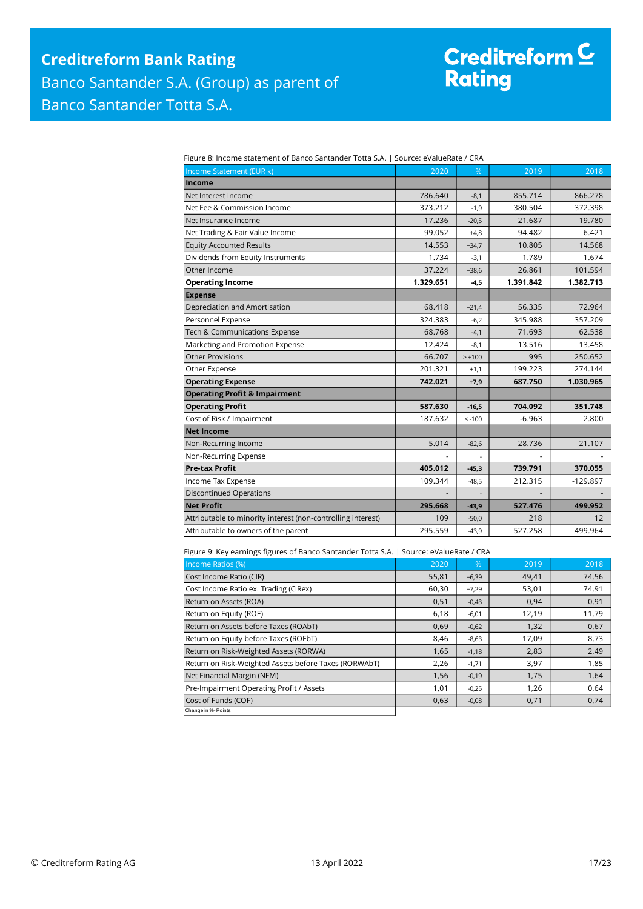Figure 8: Income statement of Banco Santander Totta S.A. | Source: eValueRate / CRA

| Income Statement (EUR k) | 2020 | % | 2019 | 2018 |
|---|---|---|---|---|
| **Income** | | | | |
| Net Interest Income | 786.640 | -8,1 | 855.714 | 866.278 |
| Net Fee & Commission Income | 373.212 | -1,9 | 380.504 | 372.398 |
| Net Insurance Income | 17.236 | -20,5 | 21.687 | 19.780 |
| Net Trading & Fair Value Income | 99.052 | +4,8 | 94.482 | 6.421 |
| Equity Accounted Results | 14.553 | +34,7 | 10.805 | 14.568 |
| Dividends from Equity Instruments | 1.734 | -3,1 | 1.789 | 1.674 |
| Other Income | 37.224 | +38,6 | 26.861 | 101.594 |
| **Operating Income** | **1.329.651** | **-4,5** | **1.391.842** | **1.382.713** |
| **Expense** | | | | |
| Depreciation and Amortisation | 68.418 | +21,4 | 56.335 | 72.964 |
| Personnel Expense | 324.383 | -6,2 | 345.988 | 357.209 |
| Tech & Communications Expense | 68.768 | -4,1 | 71.693 | 62.538 |
| Marketing and Promotion Expense | 12.424 | -8,1 | 13.516 | 13.458 |
| Other Provisions | 66.707 | > +100 | 995 | 250.652 |
| Other Expense | 201.321 | +1,1 | 199.223 | 274.144 |
| **Operating Expense** | **742.021** | **+7,9** | **687.750** | **1.030.965** |
| **Operating Profit & Impairment** | | | | |
| **Operating Profit** | **587.630** | **-16,5** | **704.092** | **351.748** |
| Cost of Risk / Impairment | 187.632 | < -100 | -6.963 | 2.800 |
| **Net Income** | | | | |
| Non-Recurring Income | 5.014 | -82,6 | 28.736 | 21.107 |
| Non-Recurring Expense | - | - | - | - |
| **Pre-tax Profit** | **405.012** | **-45,3** | **739.791** | **370.055** |
| Income Tax Expense | 109.344 | -48,5 | 212.315 | -129.897 |
| Discontinued Operations | - | - | - | - |
| **Net Profit** | **295.668** | **-43,9** | **527.476** | **499.952** |
| Attributable to minority interest (non-controlling interest) | 109 | -50,0 | 218 | 12 |
| Attributable to owners of the parent | 295.559 | -43,9 | 527.258 | 499.964 |

Figure 9: Key earnings figures of Banco Santander Totta S.A. | Source: eValueRate / CRA

| Income Ratios (%) | 2020 | % | 2019 | 2018 |
|---|---|---|---|---|
| Cost Income Ratio (CIR) | 55,81 | +6,39 | 49,41 | 74,56 |
| Cost Income Ratio ex. Trading (CIRex) | 60,30 | +7,29 | 53,01 | 74,91 |
| Return on Assets (ROA) | 0,51 | -0,43 | 0,94 | 0,91 |
| Return on Equity (ROE) | 6,18 | -6,01 | 12,19 | 11,79 |
| Return on Assets before Taxes (ROAbT) | 0,69 | -0,62 | 1,32 | 0,67 |
| Return on Equity before Taxes (ROEbT) | 8,46 | -8,63 | 17,09 | 8,73 |
| Return on Risk-Weighted Assets (RORWA) | 1,65 | -1,18 | 2,83 | 2,49 |
| Return on Risk-Weighted Assets before Taxes (RORWAbT) | 2,26 | -1,71 | 3,97 | 1,85 |
| Net Financial Margin (NFM) | 1,56 | -0,19 | 1,75 | 1,64 |
| Pre-Impairment Operating Profit / Assets | 1,01 | -0,25 | 1,26 | 0,64 |
| Cost of Funds (COF) | 0,63 | -0,08 | 0,71 | 0,74 |

Change in %-Points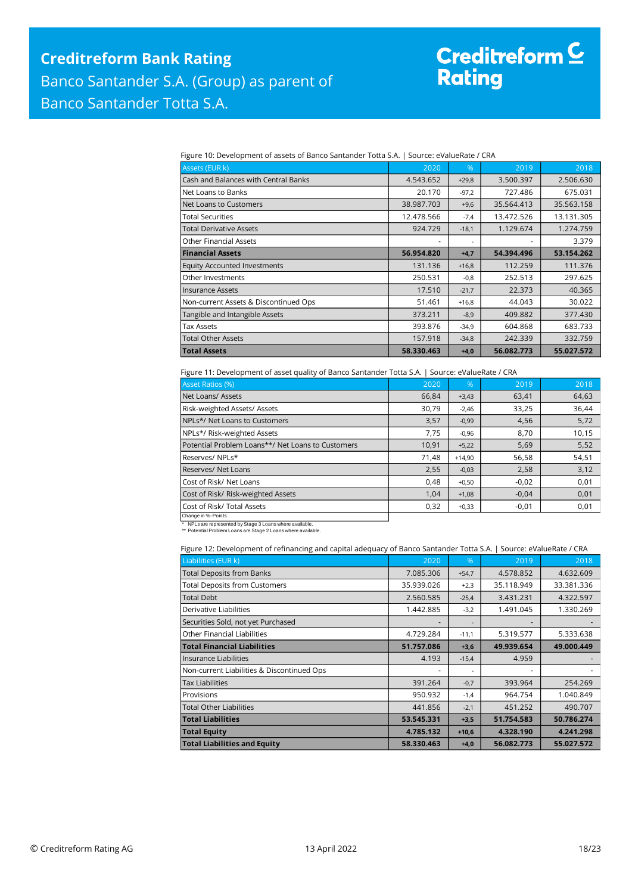Figure 10: Development of assets of Banco Santander Totta S.A. | Source: eValueRate / CRA

| Assets (EUR k) | 2020 | % | 2019 | 2018 |
|---|---|---|---|---|
| Cash and Balances with Central Banks | 4.543.652 | +29,8 | 3.500.397 | 2.506.630 |
| Net Loans to Banks | 20.170 | -97,2 | 727.486 | 675.031 |
| Net Loans to Customers | 38.987.703 | +9,6 | 35.564.413 | 35.563.158 |
| Total Securities | 12.478.566 | -7,4 | 13.472.526 | 13.131.305 |
| Total Derivative Assets | 924.729 | -18,1 | 1.129.674 | 1.274.759 |
| Other Financial Assets | - | - | - | 3.379 |
| **Financial Assets** | **56.954.820** | **+4,7** | **54.394.496** | **53.154.262** |
| Equity Accounted Investments | 131.136 | +16,8 | 112.259 | 111.376 |
| Other Investments | 250.531 | -0,8 | 252.513 | 297.625 |
| Insurance Assets | 17.510 | -21,7 | 22.373 | 40.365 |
| Non-current Assets & Discontinued Ops | 51.461 | +16,8 | 44.043 | 30.022 |
| Tangible and Intangible Assets | 373.211 | -8,9 | 409.882 | 377.430 |
| Tax Assets | 393.876 | -34,9 | 604.868 | 683.733 |
| Total Other Assets | 157.918 | -34,8 | 242.339 | 332.759 |
| **Total Assets** | **58.330.463** | **+4,0** | **56.082.773** | **55.027.572** |

Figure 11: Development of asset quality of Banco Santander Totta S.A. | Source: eValueRate / CRA

| Asset Ratios (%) | 2020 | % | 2019 | 2018 |
|---|---|---|---|---|
| Net Loans/ Assets | 66,84 | +3,43 | 63,41 | 64,63 |
| Risk-weighted Assets/ Assets | 30,79 | -2,46 | 33,25 | 36,44 |
| NPLs*/ Net Loans to Customers | 3,57 | -0,99 | 4,56 | 5,72 |
| NPLs*/ Risk-weighted Assets | 7,75 | -0,96 | 8,70 | 10,15 |
| Potential Problem Loans**/ Net Loans to Customers | 10,91 | +5,22 | 5,69 | 5,52 |
| Reserves/ NPLs* | 71,48 | +14,90 | 56,58 | 54,51 |
| Reserves/ Net Loans | 2,55 | -0,03 | 2,58 | 3,12 |
| Cost of Risk/ Net Loans | 0,48 | +0,50 | -0,02 | 0,01 |
| Cost of Risk/ Risk-weighted Assets | 1,04 | +1,08 | -0,04 | 0,01 |
| Cost of Risk/ Total Assets | 0,32 | +0,33 | -0,01 | 0,01 |

Change in %-Points

\* NPLs are represented by Stage 3 Loans where available.
\** Potential Problem Loans are Stage 2 Loans where available.

Figure 12: Development of refinancing and capital adequacy of Banco Santander Totta S.A. | Source: eValueRate / CRA

| Liabilities (EUR k) | 2020 | % | 2019 | 2018 |
|---|---|---|---|---|
| Total Deposits from Banks | 7.085.306 | +54,7 | 4.578.852 | 4.632.609 |
| Total Deposits from Customers | 35.939.026 | +2,3 | 35.118.949 | 33.381.336 |
| Total Debt | 2.560.585 | -25,4 | 3.431.231 | 4.322.597 |
| Derivative Liabilities | 1.442.885 | -3,2 | 1.491.045 | 1.330.269 |
| Securities Sold, not yet Purchased | - | - | - | - |
| Other Financial Liabilities | 4.729.284 | -11,1 | 5.319.577 | 5.333.638 |
| **Total Financial Liabilities** | **51.757.086** | **+3,6** | **49.939.654** | **49.000.449** |
| Insurance Liabilities | 4.193 | -15,4 | 4.959 | - |
| Non-current Liabilities & Discontinued Ops | - | - | - | - |
| Tax Liabilities | 391.264 | -0,7 | 393.964 | 254.269 |
| Provisions | 950.932 | -1,4 | 964.754 | 1.040.849 |
| Total Other Liabilities | 441.856 | -2,1 | 451.252 | 490.707 |
| **Total Liabilities** | **53.545.331** | **+3,5** | **51.754.583** | **50.786.274** |
| **Total Equity** | **4.785.132** | **+10,6** | **4.328.190** | **4.241.298** |
| **Total Liabilities and Equity** | **58.330.463** | **+4,0** | **56.082.773** | **55.027.572** |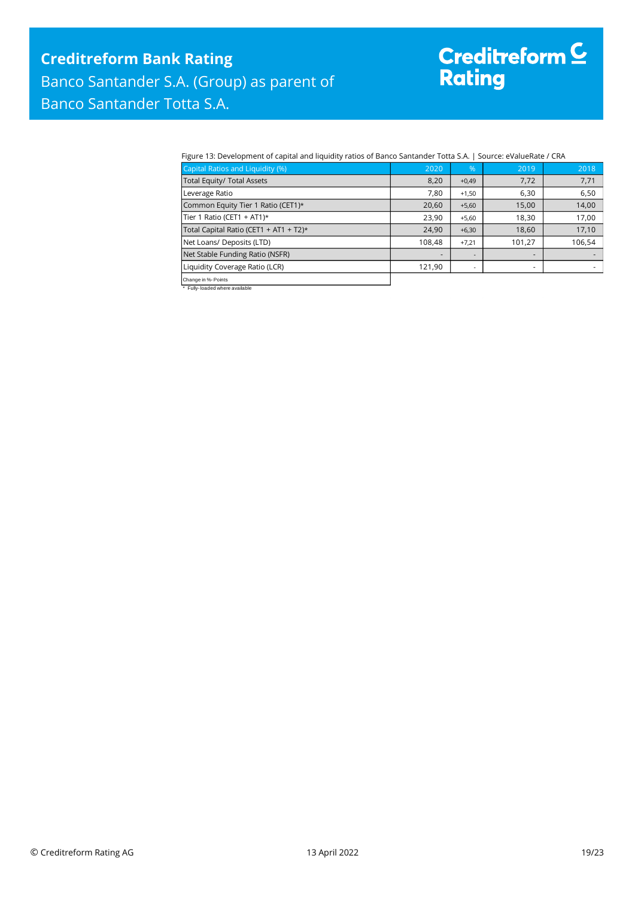Figure 13: Development of capital and liquidity ratios of Banco Santander Totta S.A. | Source: eValueRate / CRA

| Capital Ratios and Liquidity (%) | 2020 | % | 2019 | 2018 |
|---|---|---|---|---|
| Total Equity/ Total Assets | 8,20 | +0,49 | 7,72 | 7,71 |
| Leverage Ratio | 7,80 | +1,50 | 6,30 | 6,50 |
| Common Equity Tier 1 Ratio (CET1)* | 20,60 | +5,60 | 15,00 | 14,00 |
| Tier 1 Ratio (CET1 + AT1)* | 23,90 | +5,60 | 18,30 | 17,00 |
| Total Capital Ratio (CET1 + AT1 + T2)* | 24,90 | +6,30 | 18,60 | 17,10 |
| Net Loans/ Deposits (LTD) | 108,48 | +7,21 | 101,27 | 106,54 |
| Net Stable Funding Ratio (NSFR) | - | - | - | - |
| Liquidity Coverage Ratio (LCR) | 121,90 | - | - | - |
| Change in %-Points | | | | |

\* Fully-loaded where available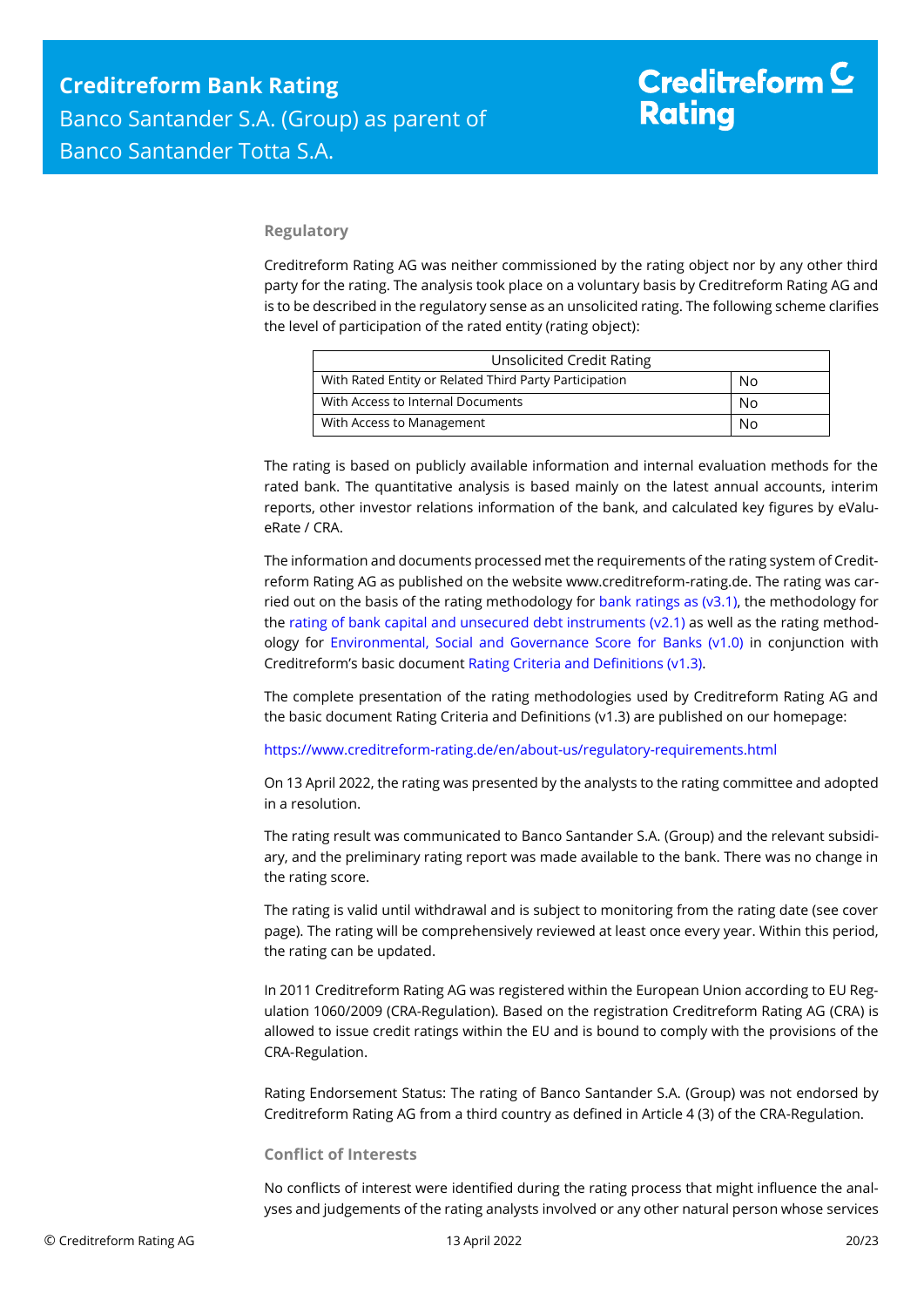## Regulatory

Creditreform Rating AG was neither commissioned by the rating object nor by any other third party for the rating. The analysis took place on a voluntary basis by Creditreform Rating AG and is to be described in the regulatory sense as an unsolicited rating. The following scheme clarifies the level of participation of the rated entity (rating object):

| Unsolicited Credit Rating | |
|---|---|
| With Rated Entity or Related Third Party Participation | No |
| With Access to Internal Documents | No |
| With Access to Management | No |

The rating is based on publicly available information and internal evaluation methods for the rated bank. The quantitative analysis is based mainly on the latest annual accounts, interim reports, other investor relations information of the bank, and calculated key figures by eValueRate / CRA.

The information and documents processed met the requirements of the rating system of Creditreform Rating AG as published on the website www.creditreform-rating.de. The rating was carried out on the basis of the rating methodology for bank ratings as (v3.1), the methodology for the rating of bank capital and unsecured debt instruments (v2.1) as well as the rating methodology for Environmental, Social and Governance Score for Banks (v1.0) in conjunction with Creditreform's basic document Rating Criteria and Definitions (v1.3).

The complete presentation of the rating methodologies used by Creditreform Rating AG and the basic document Rating Criteria and Definitions (v1.3) are published on our homepage:

https://www.creditreform-rating.de/en/about-us/regulatory-requirements.html

On 13 April 2022, the rating was presented by the analysts to the rating committee and adopted in a resolution.

The rating result was communicated to Banco Santander S.A. (Group) and the relevant subsidiary, and the preliminary rating report was made available to the bank. There was no change in the rating score.

The rating is valid until withdrawal and is subject to monitoring from the rating date (see cover page). The rating will be comprehensively reviewed at least once every year. Within this period, the rating can be updated.

In 2011 Creditreform Rating AG was registered within the European Union according to EU Regulation 1060/2009 (CRA-Regulation). Based on the registration Creditreform Rating AG (CRA) is allowed to issue credit ratings within the EU and is bound to comply with the provisions of the CRA-Regulation.

Rating Endorsement Status: The rating of Banco Santander S.A. (Group) was not endorsed by Creditreform Rating AG from a third country as defined in Article 4 (3) of the CRA-Regulation.

## Conflict of Interests

No conflicts of interest were identified during the rating process that might influence the analyses and judgements of the rating analysts involved or any other natural person whose services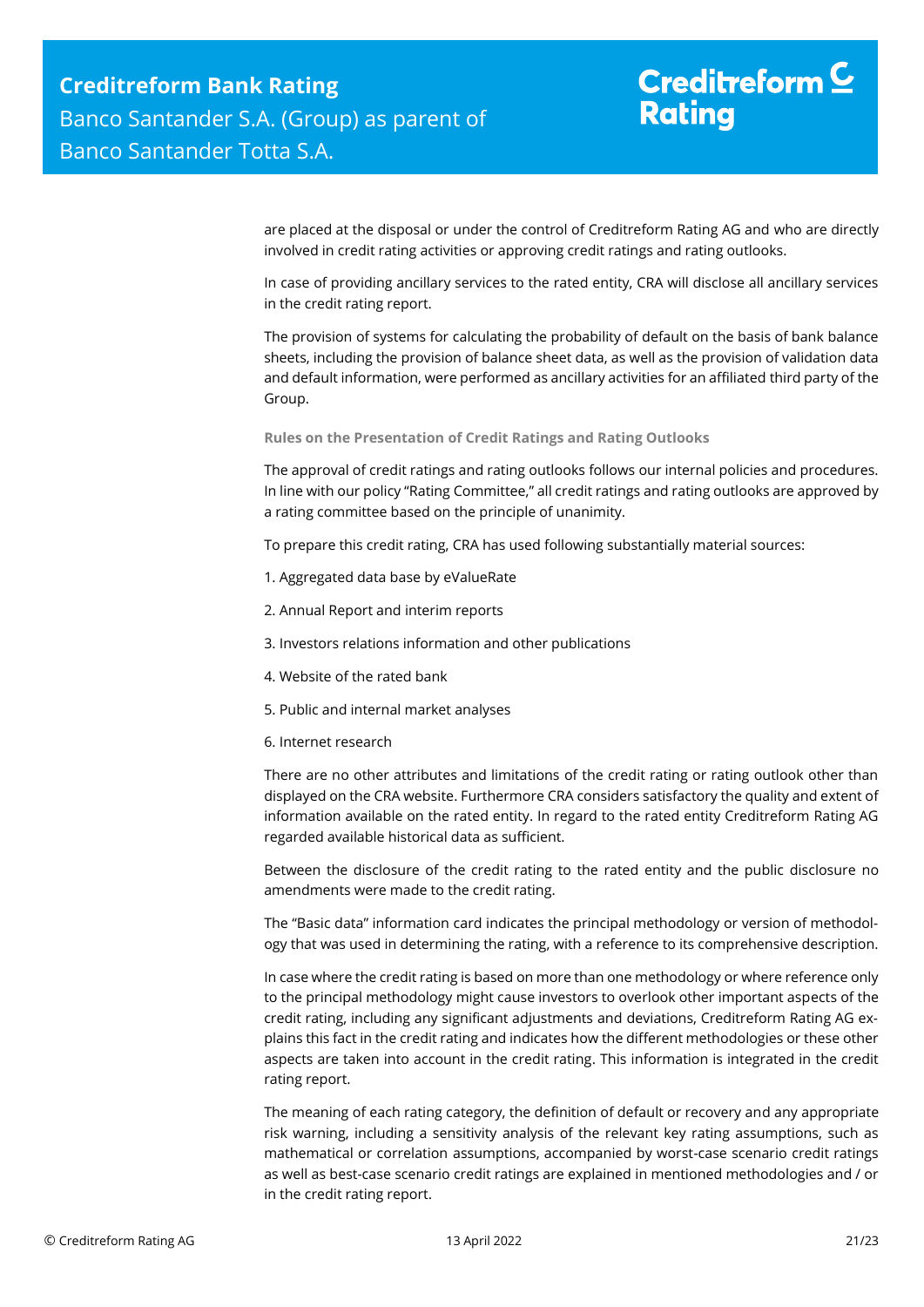are placed at the disposal or under the control of Creditreform Rating AG and who are directly involved in credit rating activities or approving credit ratings and rating outlooks.

In case of providing ancillary services to the rated entity, CRA will disclose all ancillary services in the credit rating report.

The provision of systems for calculating the probability of default on the basis of bank balance sheets, including the provision of balance sheet data, as well as the provision of validation data and default information, were performed as ancillary activities for an affiliated third party of the Group.

#### Rules on the Presentation of Credit Ratings and Rating Outlooks

The approval of credit ratings and rating outlooks follows our internal policies and procedures. In line with our policy "Rating Committee," all credit ratings and rating outlooks are approved by a rating committee based on the principle of unanimity.

To prepare this credit rating, CRA has used following substantially material sources:

1. Aggregated data base by eValueRate

2. Annual Report and interim reports

3. Investors relations information and other publications

4. Website of the rated bank

5. Public and internal market analyses

6. Internet research

There are no other attributes and limitations of the credit rating or rating outlook other than displayed on the CRA website. Furthermore CRA considers satisfactory the quality and extent of information available on the rated entity. In regard to the rated entity Creditreform Rating AG regarded available historical data as sufficient.

Between the disclosure of the credit rating to the rated entity and the public disclosure no amendments were made to the credit rating.

The "Basic data" information card indicates the principal methodology or version of methodology that was used in determining the rating, with a reference to its comprehensive description.

In case where the credit rating is based on more than one methodology or where reference only to the principal methodology might cause investors to overlook other important aspects of the credit rating, including any significant adjustments and deviations, Creditreform Rating AG explains this fact in the credit rating and indicates how the different methodologies or these other aspects are taken into account in the credit rating. This information is integrated in the credit rating report.

The meaning of each rating category, the definition of default or recovery and any appropriate risk warning, including a sensitivity analysis of the relevant key rating assumptions, such as mathematical or correlation assumptions, accompanied by worst-case scenario credit ratings as well as best-case scenario credit ratings are explained in mentioned methodologies and / or in the credit rating report.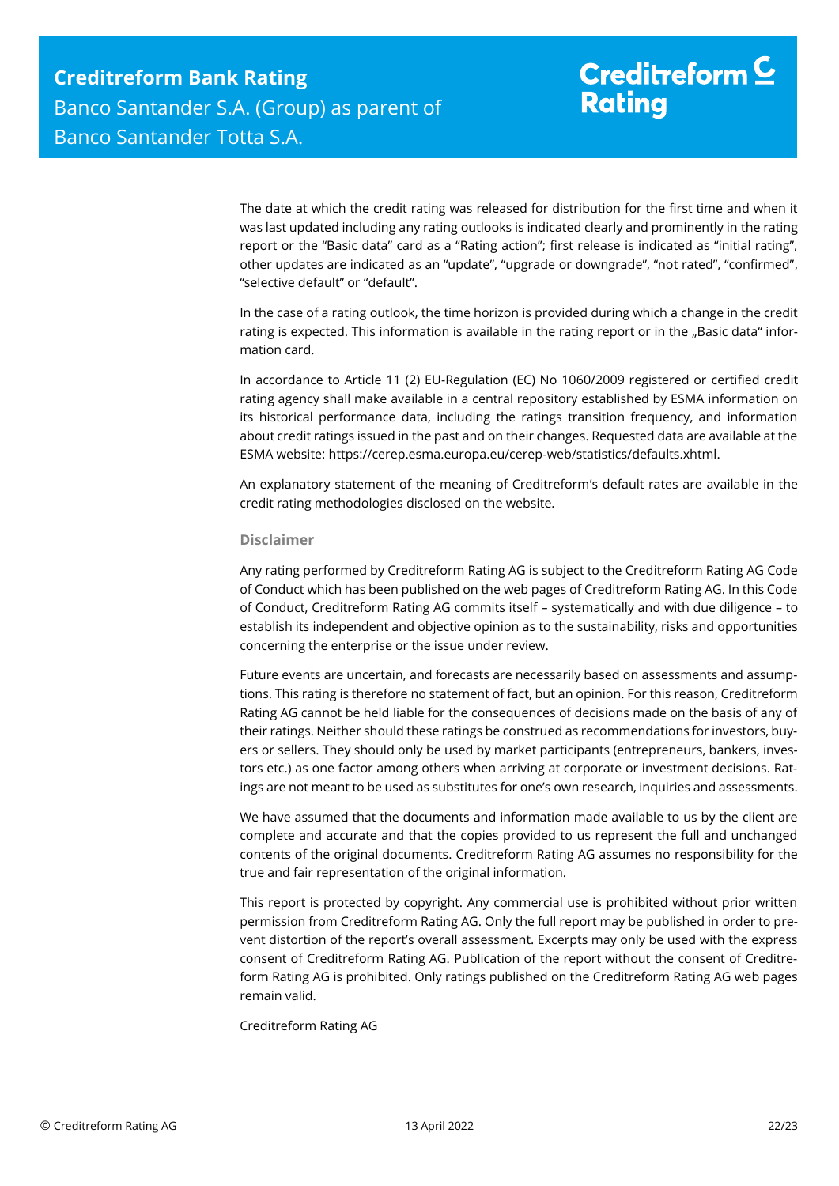The date at which the credit rating was released for distribution for the first time and when it was last updated including any rating outlooks is indicated clearly and prominently in the rating report or the "Basic data" card as a "Rating action"; first release is indicated as "initial rating", other updates are indicated as an "update", "upgrade or downgrade", "not rated", "confirmed", "selective default" or "default".

In the case of a rating outlook, the time horizon is provided during which a change in the credit rating is expected. This information is available in the rating report or in the „Basic data" information card.

In accordance to Article 11 (2) EU-Regulation (EC) No 1060/2009 registered or certified credit rating agency shall make available in a central repository established by ESMA information on its historical performance data, including the ratings transition frequency, and information about credit ratings issued in the past and on their changes. Requested data are available at the ESMA website: https://cerep.esma.europa.eu/cerep-web/statistics/defaults.xhtml.

An explanatory statement of the meaning of Creditreform's default rates are available in the credit rating methodologies disclosed on the website.

### Disclaimer

Any rating performed by Creditreform Rating AG is subject to the Creditreform Rating AG Code of Conduct which has been published on the web pages of Creditreform Rating AG. In this Code of Conduct, Creditreform Rating AG commits itself – systematically and with due diligence – to establish its independent and objective opinion as to the sustainability, risks and opportunities concerning the enterprise or the issue under review.

Future events are uncertain, and forecasts are necessarily based on assessments and assumptions. This rating is therefore no statement of fact, but an opinion. For this reason, Creditreform Rating AG cannot be held liable for the consequences of decisions made on the basis of any of their ratings. Neither should these ratings be construed as recommendations for investors, buyers or sellers. They should only be used by market participants (entrepreneurs, bankers, investors etc.) as one factor among others when arriving at corporate or investment decisions. Ratings are not meant to be used as substitutes for one's own research, inquiries and assessments.

We have assumed that the documents and information made available to us by the client are complete and accurate and that the copies provided to us represent the full and unchanged contents of the original documents. Creditreform Rating AG assumes no responsibility for the true and fair representation of the original information.

This report is protected by copyright. Any commercial use is prohibited without prior written permission from Creditreform Rating AG. Only the full report may be published in order to prevent distortion of the report's overall assessment. Excerpts may only be used with the express consent of Creditreform Rating AG. Publication of the report without the consent of Creditreform Rating AG is prohibited. Only ratings published on the Creditreform Rating AG web pages remain valid.

Creditreform Rating AG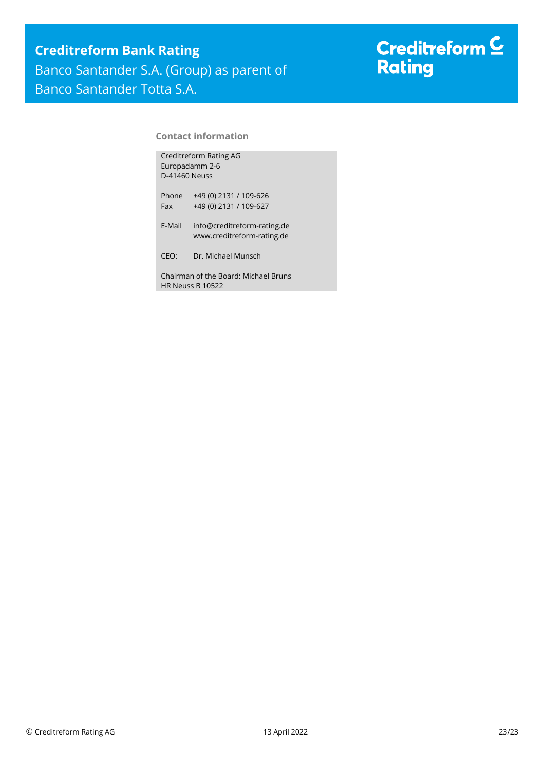### Contact information

Creditreform Rating AG
Europadamm 2-6
D-41460 Neuss

Phone +49 (0) 2131 / 109-626
Fax +49 (0) 2131 / 109-627

E-Mail info@creditreform-rating.de
www.creditreform-rating.de

CEO: Dr. Michael Munsch

Chairman of the Board: Michael Bruns
HR Neuss B 10522